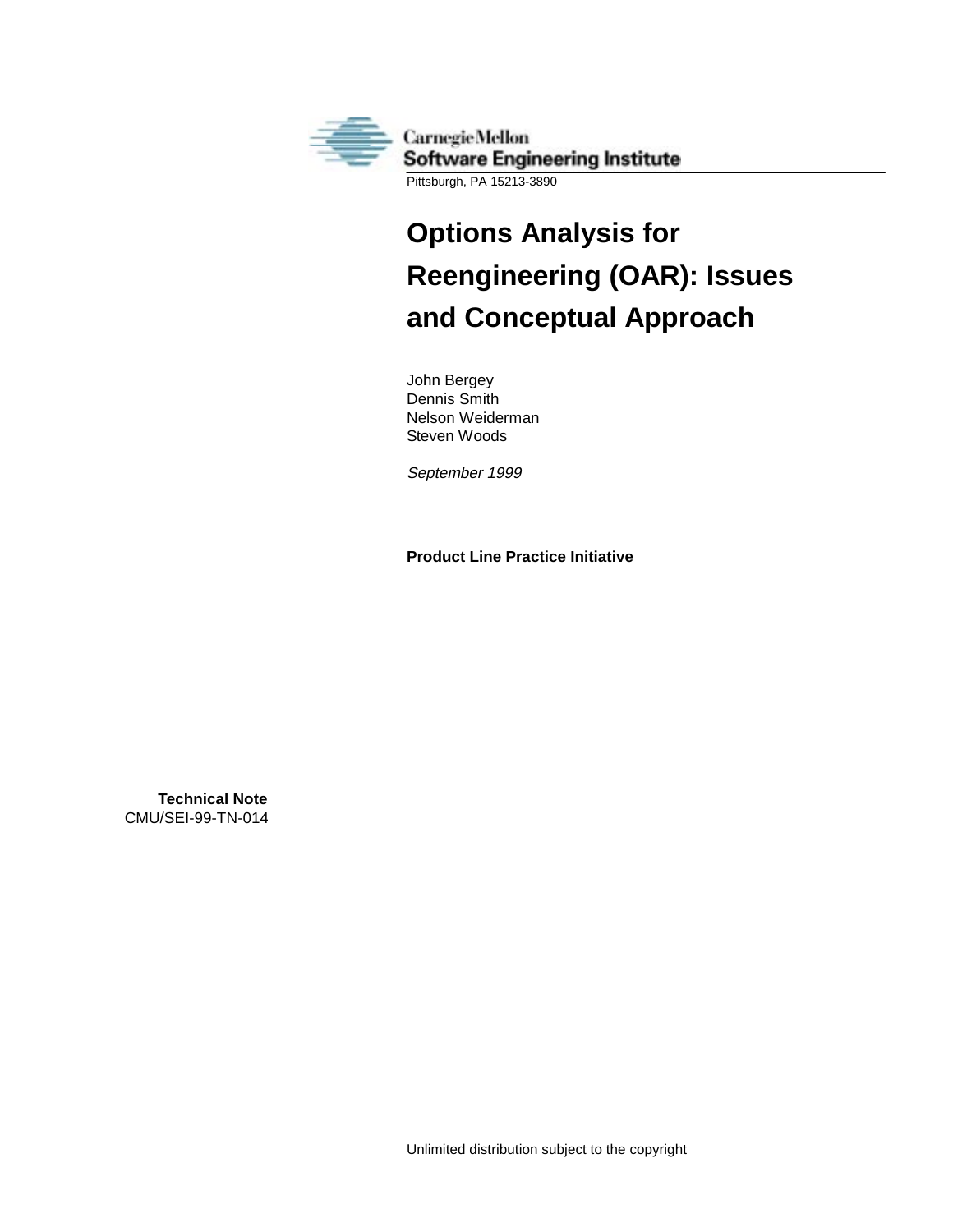Carnegie Mellon
Software Engineering Institute
Pittsburgh, PA 15213-3890

# Options Analysis for Reengineering (OAR): Issues and Conceptual Approach

John Bergey
Dennis Smith
Nelson Weiderman
Steven Woods

*September 1999*

**Product Line Practice Initiative**

**Technical Note**
CMU/SEI-99-TN-014

Unlimited distribution subject to the copyright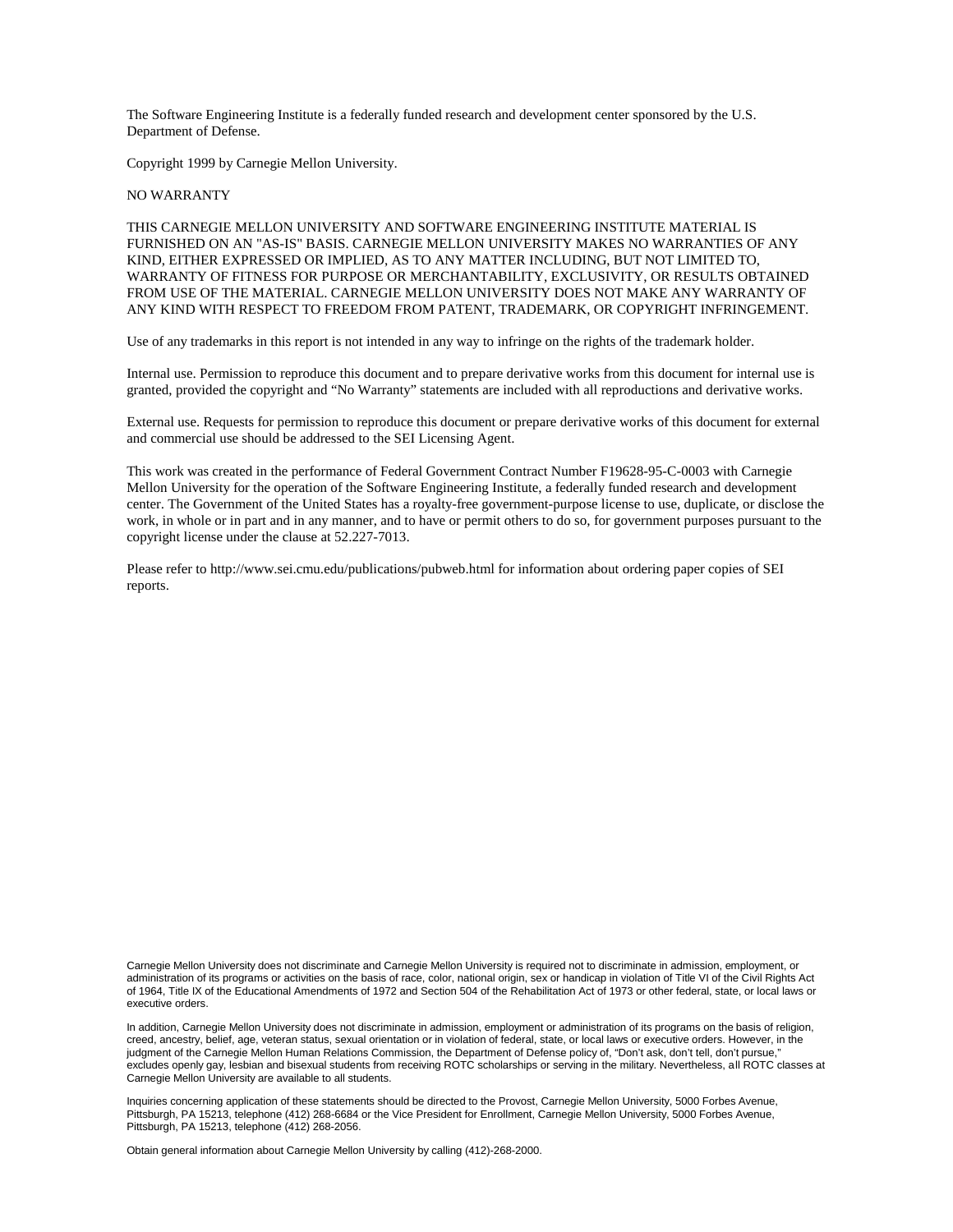The Software Engineering Institute is a federally funded research and development center sponsored by the U.S. Department of Defense.

Copyright 1999 by Carnegie Mellon University.

NO WARRANTY

THIS CARNEGIE MELLON UNIVERSITY AND SOFTWARE ENGINEERING INSTITUTE MATERIAL IS FURNISHED ON AN "AS-IS" BASIS. CARNEGIE MELLON UNIVERSITY MAKES NO WARRANTIES OF ANY KIND, EITHER EXPRESSED OR IMPLIED, AS TO ANY MATTER INCLUDING, BUT NOT LIMITED TO, WARRANTY OF FITNESS FOR PURPOSE OR MERCHANTABILITY, EXCLUSIVITY, OR RESULTS OBTAINED FROM USE OF THE MATERIAL. CARNEGIE MELLON UNIVERSITY DOES NOT MAKE ANY WARRANTY OF ANY KIND WITH RESPECT TO FREEDOM FROM PATENT, TRADEMARK, OR COPYRIGHT INFRINGEMENT.

Use of any trademarks in this report is not intended in any way to infringe on the rights of the trademark holder.

Internal use. Permission to reproduce this document and to prepare derivative works from this document for internal use is granted, provided the copyright and "No Warranty" statements are included with all reproductions and derivative works.

External use. Requests for permission to reproduce this document or prepare derivative works of this document for external and commercial use should be addressed to the SEI Licensing Agent.

This work was created in the performance of Federal Government Contract Number F19628-95-C-0003 with Carnegie Mellon University for the operation of the Software Engineering Institute, a federally funded research and development center. The Government of the United States has a royalty-free government-purpose license to use, duplicate, or disclose the work, in whole or in part and in any manner, and to have or permit others to do so, for government purposes pursuant to the copyright license under the clause at 52.227-7013.

Please refer to http://www.sei.cmu.edu/publications/pubweb.html for information about ordering paper copies of SEI reports.

Carnegie Mellon University does not discriminate and Carnegie Mellon University is required not to discriminate in admission, employment, or administration of its programs or activities on the basis of race, color, national origin, sex or handicap in violation of Title VI of the Civil Rights Act of 1964, Title IX of the Educational Amendments of 1972 and Section 504 of the Rehabilitation Act of 1973 or other federal, state, or local laws or executive orders.

In addition, Carnegie Mellon University does not discriminate in admission, employment or administration of its programs on the basis of religion, creed, ancestry, belief, age, veteran status, sexual orientation or in violation of federal, state, or local laws or executive orders. However, in the judgment of the Carnegie Mellon Human Relations Commission, the Department of Defense policy of, "Don't ask, don't tell, don't pursue," excludes openly gay, lesbian and bisexual students from receiving ROTC scholarships or serving in the military. Nevertheless, all ROTC classes at Carnegie Mellon University are available to all students.

Inquiries concerning application of these statements should be directed to the Provost, Carnegie Mellon University, 5000 Forbes Avenue, Pittsburgh, PA 15213, telephone (412) 268-6684 or the Vice President for Enrollment, Carnegie Mellon University, 5000 Forbes Avenue, Pittsburgh, PA 15213, telephone (412) 268-2056.

Obtain general information about Carnegie Mellon University by calling (412)-268-2000.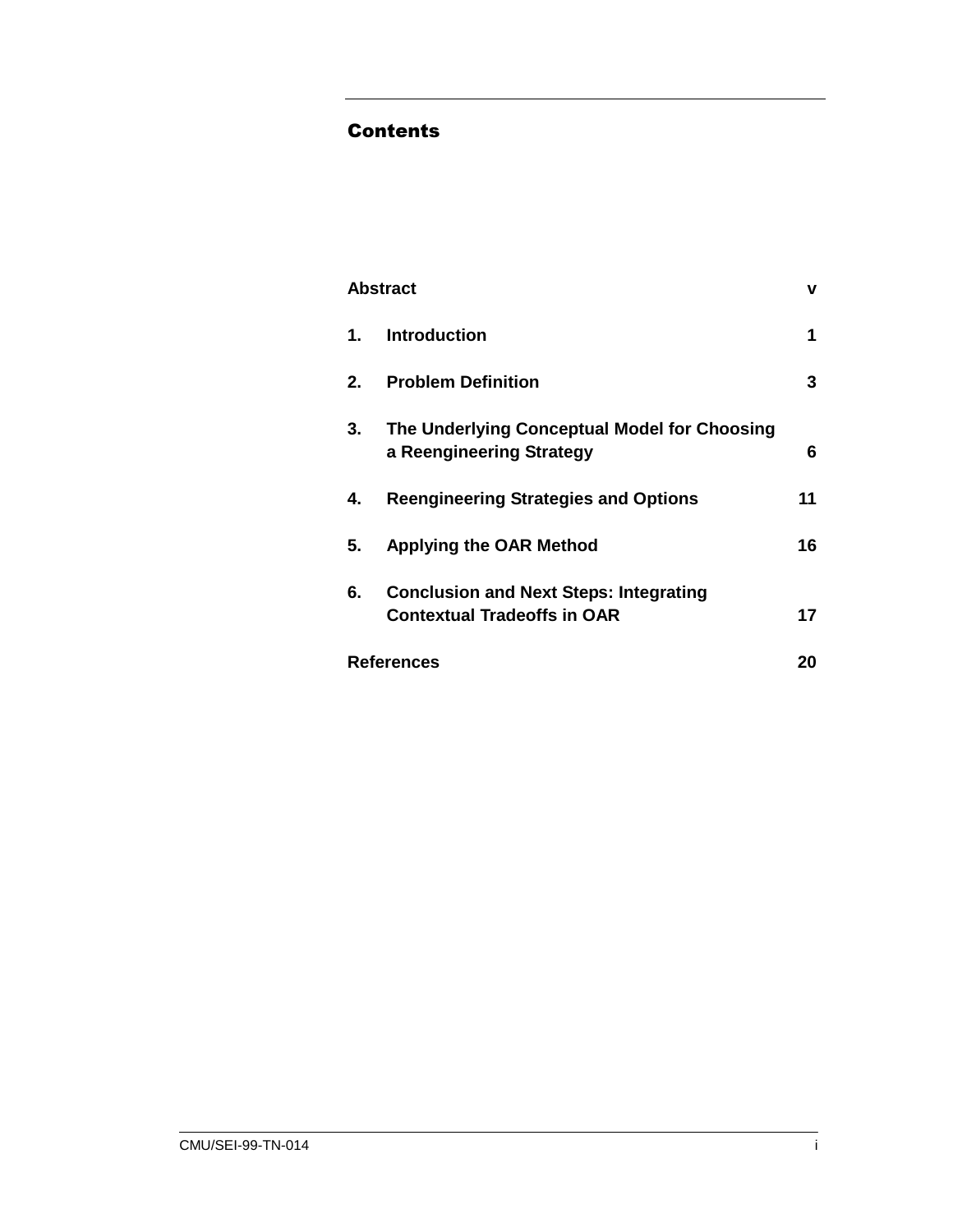# Contents

| | |
|---|---|
| **Abstract** | **v** |
| **1. Introduction** | **1** |
| **2. Problem Definition** | **3** |
| **3. The Underlying Conceptual Model for Choosing a Reengineering Strategy** | **6** |
| **4. Reengineering Strategies and Options** | **11** |
| **5. Applying the OAR Method** | **16** |
| **6. Conclusion and Next Steps: Integrating Contextual Tradeoffs in OAR** | **17** |
| **References** | **20** |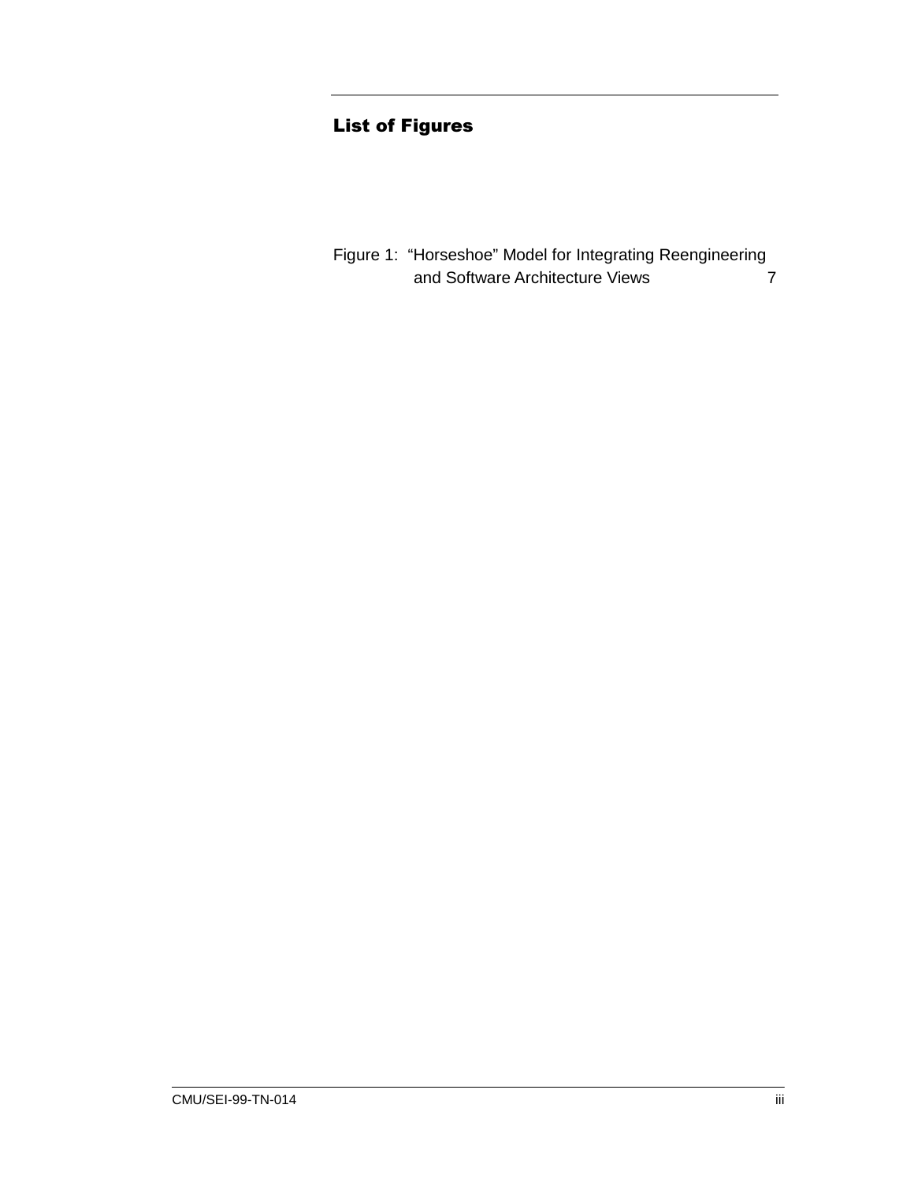## List of Figures

Figure 1: “Horseshoe” Model for Integrating Reengineering and Software Architecture Views 7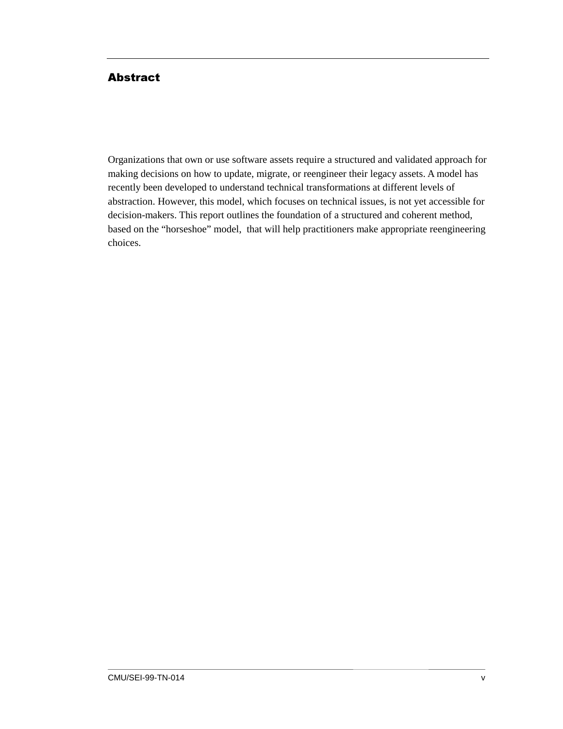# Abstract

Organizations that own or use software assets require a structured and validated approach for making decisions on how to update, migrate, or reengineer their legacy assets. A model has recently been developed to understand technical transformations at different levels of abstraction. However, this model, which focuses on technical issues, is not yet accessible for decision-makers. This report outlines the foundation of a structured and coherent method, based on the “horseshoe” model, that will help practitioners make appropriate reengineering choices.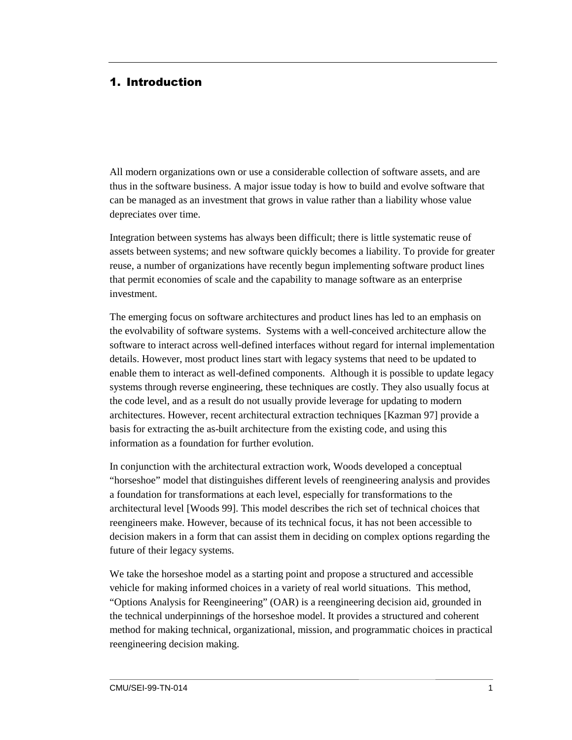# 1. Introduction

All modern organizations own or use a considerable collection of software assets, and are thus in the software business. A major issue today is how to build and evolve software that can be managed as an investment that grows in value rather than a liability whose value depreciates over time.

Integration between systems has always been difficult; there is little systematic reuse of assets between systems; and new software quickly becomes a liability. To provide for greater reuse, a number of organizations have recently begun implementing software product lines that permit economies of scale and the capability to manage software as an enterprise investment.

The emerging focus on software architectures and product lines has led to an emphasis on the evolvability of software systems. Systems with a well-conceived architecture allow the software to interact across well-defined interfaces without regard for internal implementation details. However, most product lines start with legacy systems that need to be updated to enable them to interact as well-defined components. Although it is possible to update legacy systems through reverse engineering, these techniques are costly. They also usually focus at the code level, and as a result do not usually provide leverage for updating to modern architectures. However, recent architectural extraction techniques [Kazman 97] provide a basis for extracting the as-built architecture from the existing code, and using this information as a foundation for further evolution.

In conjunction with the architectural extraction work, Woods developed a conceptual "horseshoe" model that distinguishes different levels of reengineering analysis and provides a foundation for transformations at each level, especially for transformations to the architectural level [Woods 99]. This model describes the rich set of technical choices that reengineers make. However, because of its technical focus, it has not been accessible to decision makers in a form that can assist them in deciding on complex options regarding the future of their legacy systems.

We take the horseshoe model as a starting point and propose a structured and accessible vehicle for making informed choices in a variety of real world situations. This method, "Options Analysis for Reengineering" (OAR) is a reengineering decision aid, grounded in the technical underpinnings of the horseshoe model. It provides a structured and coherent method for making technical, organizational, mission, and programmatic choices in practical reengineering decision making.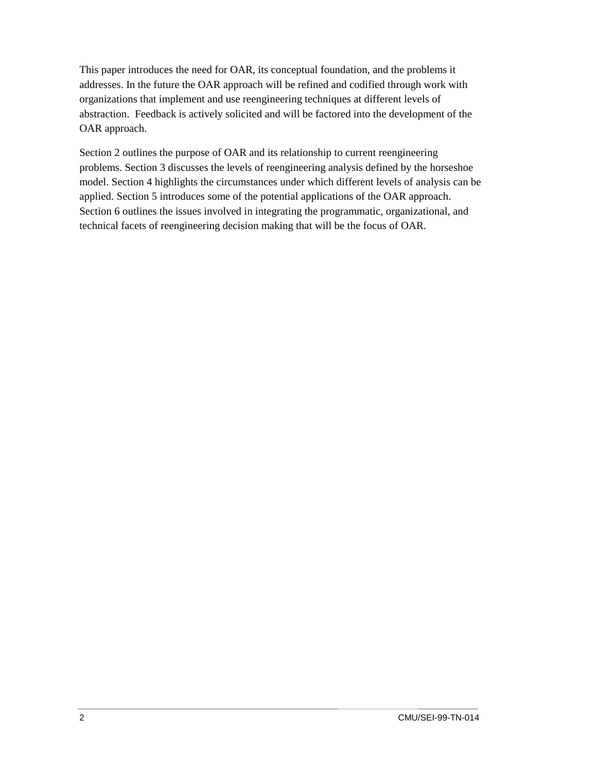This paper introduces the need for OAR, its conceptual foundation, and the problems it addresses. In the future the OAR approach will be refined and codified through work with organizations that implement and use reengineering techniques at different levels of abstraction. Feedback is actively solicited and will be factored into the development of the OAR approach.

Section 2 outlines the purpose of OAR and its relationship to current reengineering problems. Section 3 discusses the levels of reengineering analysis defined by the horseshoe model. Section 4 highlights the circumstances under which different levels of analysis can be applied. Section 5 introduces some of the potential applications of the OAR approach. Section 6 outlines the issues involved in integrating the programmatic, organizational, and technical facets of reengineering decision making that will be the focus of OAR.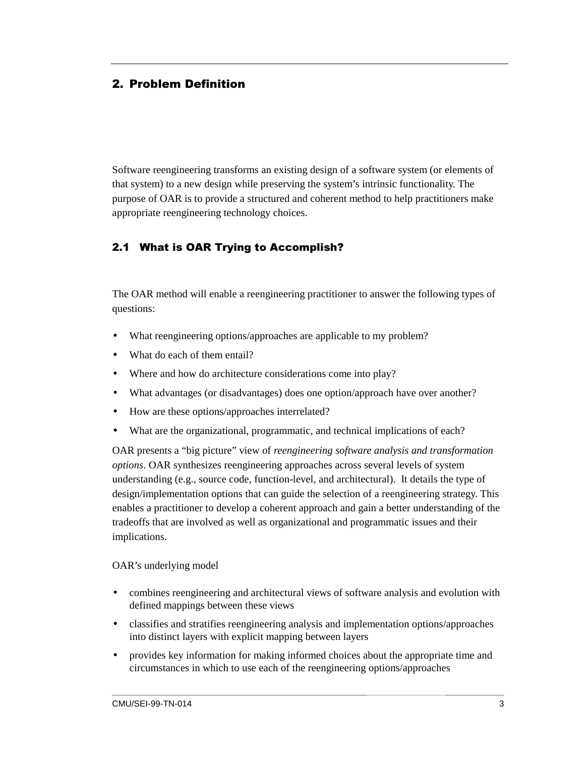# 2. Problem Definition

Software reengineering transforms an existing design of a software system (or elements of that system) to a new design while preserving the system's intrinsic functionality. The purpose of OAR is to provide a structured and coherent method to help practitioners make appropriate reengineering technology choices.

## 2.1 What is OAR Trying to Accomplish?

The OAR method will enable a reengineering practitioner to answer the following types of questions:

- What reengineering options/approaches are applicable to my problem?
- What do each of them entail?
- Where and how do architecture considerations come into play?
- What advantages (or disadvantages) does one option/approach have over another?
- How are these options/approaches interrelated?
- What are the organizational, programmatic, and technical implications of each?

OAR presents a "big picture" view of *reengineering software analysis and transformation options*. OAR synthesizes reengineering approaches across several levels of system understanding (e.g., source code, function-level, and architectural). It details the type of design/implementation options that can guide the selection of a reengineering strategy. This enables a practitioner to develop a coherent approach and gain a better understanding of the tradeoffs that are involved as well as organizational and programmatic issues and their implications.

OAR's underlying model

- combines reengineering and architectural views of software analysis and evolution with defined mappings between these views
- classifies and stratifies reengineering analysis and implementation options/approaches into distinct layers with explicit mapping between layers
- provides key information for making informed choices about the appropriate time and circumstances in which to use each of the reengineering options/approaches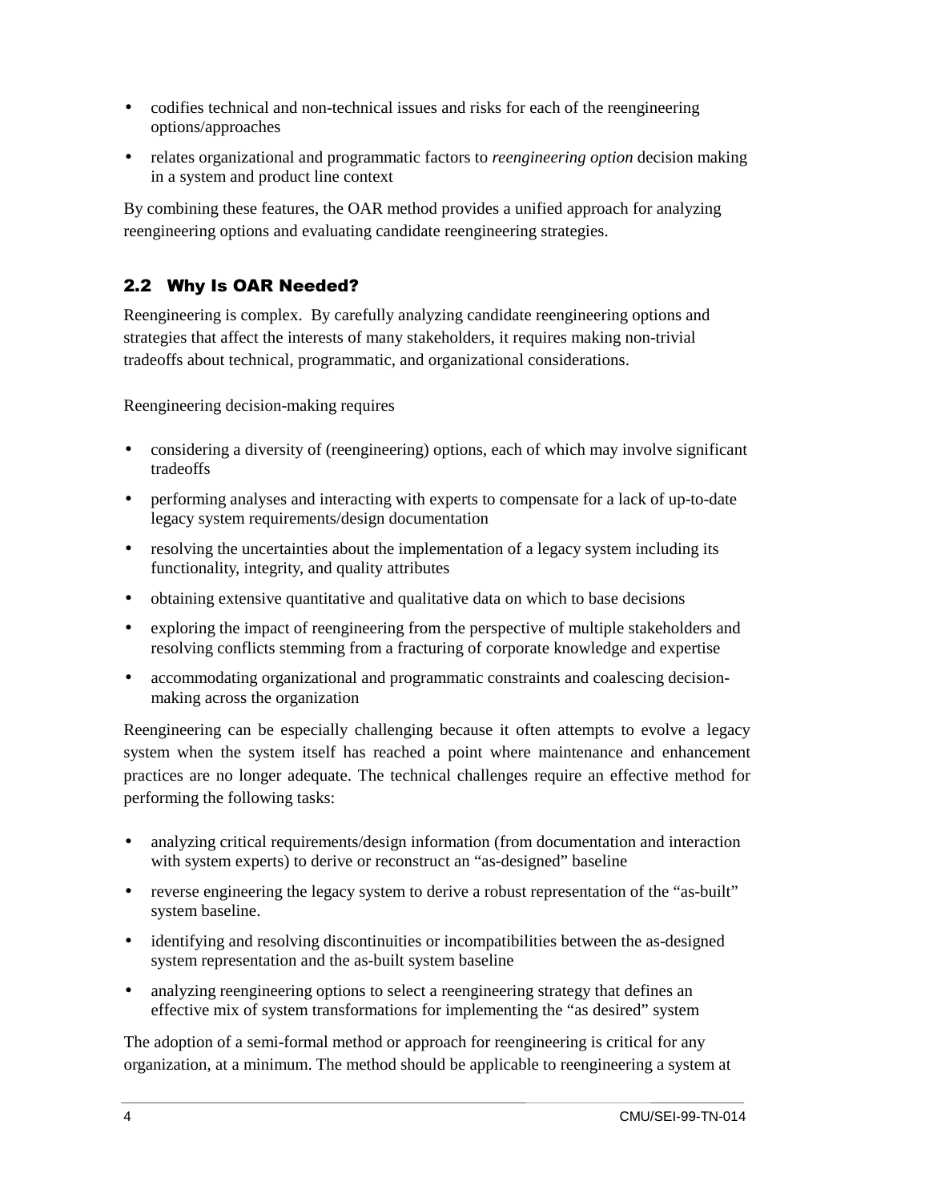- codifies technical and non-technical issues and risks for each of the reengineering options/approaches
- relates organizational and programmatic factors to *reengineering option* decision making in a system and product line context

By combining these features, the OAR method provides a unified approach for analyzing reengineering options and evaluating candidate reengineering strategies.

## 2.2 Why Is OAR Needed?

Reengineering is complex. By carefully analyzing candidate reengineering options and strategies that affect the interests of many stakeholders, it requires making non-trivial tradeoffs about technical, programmatic, and organizational considerations.

Reengineering decision-making requires

- considering a diversity of (reengineering) options, each of which may involve significant tradeoffs
- performing analyses and interacting with experts to compensate for a lack of up-to-date legacy system requirements/design documentation
- resolving the uncertainties about the implementation of a legacy system including its functionality, integrity, and quality attributes
- obtaining extensive quantitative and qualitative data on which to base decisions
- exploring the impact of reengineering from the perspective of multiple stakeholders and resolving conflicts stemming from a fracturing of corporate knowledge and expertise
- accommodating organizational and programmatic constraints and coalescing decision-making across the organization

Reengineering can be especially challenging because it often attempts to evolve a legacy system when the system itself has reached a point where maintenance and enhancement practices are no longer adequate. The technical challenges require an effective method for performing the following tasks:

- analyzing critical requirements/design information (from documentation and interaction with system experts) to derive or reconstruct an "as-designed" baseline
- reverse engineering the legacy system to derive a robust representation of the "as-built" system baseline.
- identifying and resolving discontinuities or incompatibilities between the as-designed system representation and the as-built system baseline
- analyzing reengineering options to select a reengineering strategy that defines an effective mix of system transformations for implementing the "as desired" system

The adoption of a semi-formal method or approach for reengineering is critical for any organization, at a minimum. The method should be applicable to reengineering a system at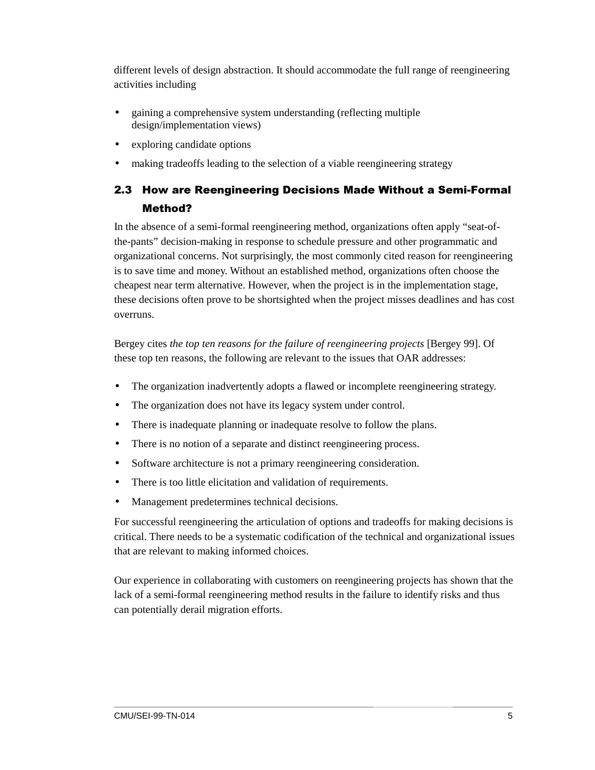different levels of design abstraction. It should accommodate the full range of reengineering activities including

- gaining a comprehensive system understanding (reflecting multiple design/implementation views)
- exploring candidate options
- making tradeoffs leading to the selection of a viable reengineering strategy

## 2.3 How are Reengineering Decisions Made Without a Semi-Formal Method?

In the absence of a semi-formal reengineering method, organizations often apply "seat-of-the-pants" decision-making in response to schedule pressure and other programmatic and organizational concerns. Not surprisingly, the most commonly cited reason for reengineering is to save time and money. Without an established method, organizations often choose the cheapest near term alternative. However, when the project is in the implementation stage, these decisions often prove to be shortsighted when the project misses deadlines and has cost overruns.

Bergey cites *the top ten reasons for the failure of reengineering projects* [Bergey 99]. Of these top ten reasons, the following are relevant to the issues that OAR addresses:

- The organization inadvertently adopts a flawed or incomplete reengineering strategy.
- The organization does not have its legacy system under control.
- There is inadequate planning or inadequate resolve to follow the plans.
- There is no notion of a separate and distinct reengineering process.
- Software architecture is not a primary reengineering consideration.
- There is too little elicitation and validation of requirements.
- Management predetermines technical decisions.

For successful reengineering the articulation of options and tradeoffs for making decisions is critical. There needs to be a systematic codification of the technical and organizational issues that are relevant to making informed choices.

Our experience in collaborating with customers on reengineering projects has shown that the lack of a semi-formal reengineering method results in the failure to identify risks and thus can potentially derail migration efforts.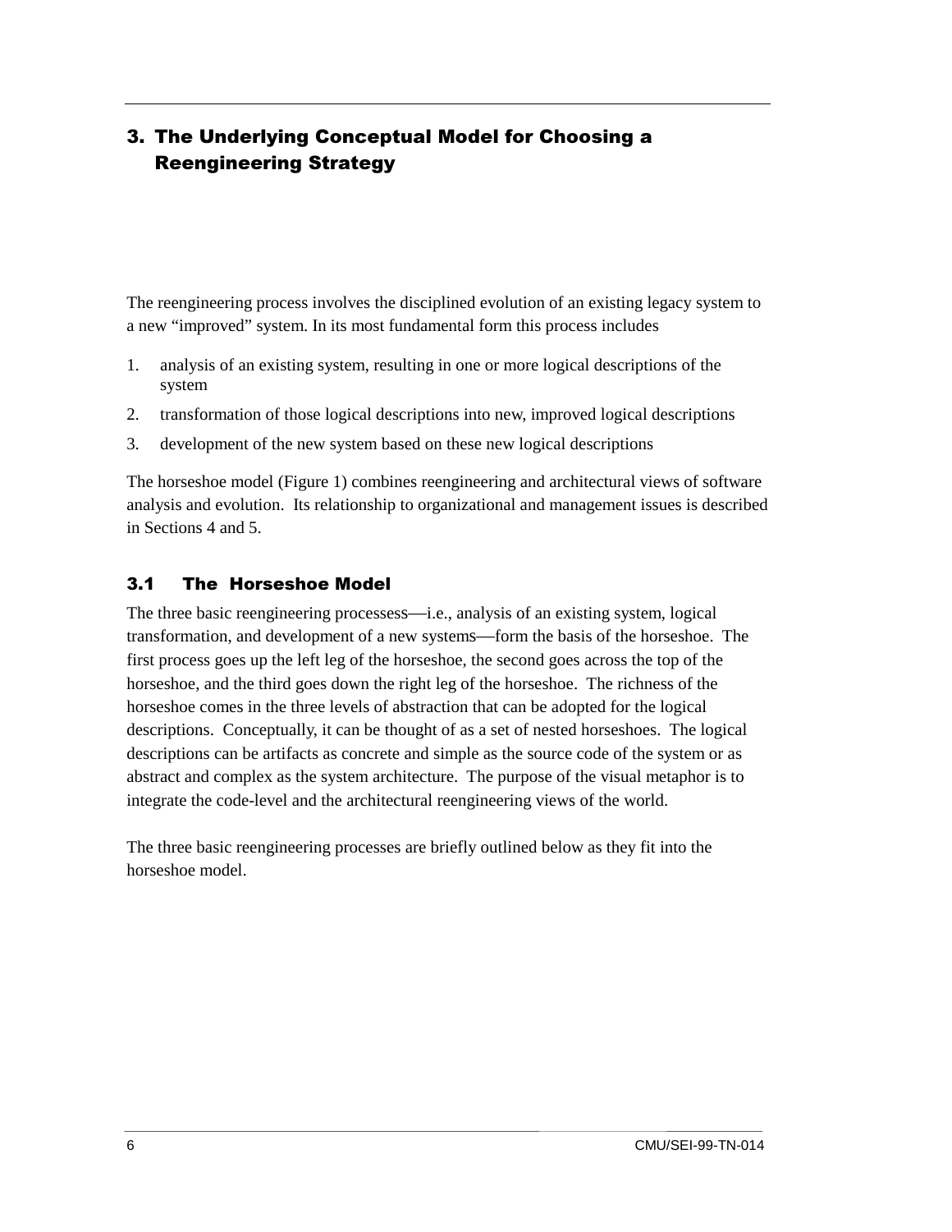# 3. The Underlying Conceptual Model for Choosing a Reengineering Strategy

The reengineering process involves the disciplined evolution of an existing legacy system to a new "improved" system. In its most fundamental form this process includes

1. analysis of an existing system, resulting in one or more logical descriptions of the system
2. transformation of those logical descriptions into new, improved logical descriptions
3. development of the new system based on these new logical descriptions

The horseshoe model (Figure 1) combines reengineering and architectural views of software analysis and evolution. Its relationship to organizational and management issues is described in Sections 4 and 5.

## 3.1 The Horseshoe Model

The three basic reengineering processess—i.e., analysis of an existing system, logical transformation, and development of a new systems—form the basis of the horseshoe. The first process goes up the left leg of the horseshoe, the second goes across the top of the horseshoe, and the third goes down the right leg of the horseshoe. The richness of the horseshoe comes in the three levels of abstraction that can be adopted for the logical descriptions. Conceptually, it can be thought of as a set of nested horseshoes. The logical descriptions can be artifacts as concrete and simple as the source code of the system or as abstract and complex as the system architecture. The purpose of the visual metaphor is to integrate the code-level and the architectural reengineering views of the world.

The three basic reengineering processes are briefly outlined below as they fit into the horseshoe model.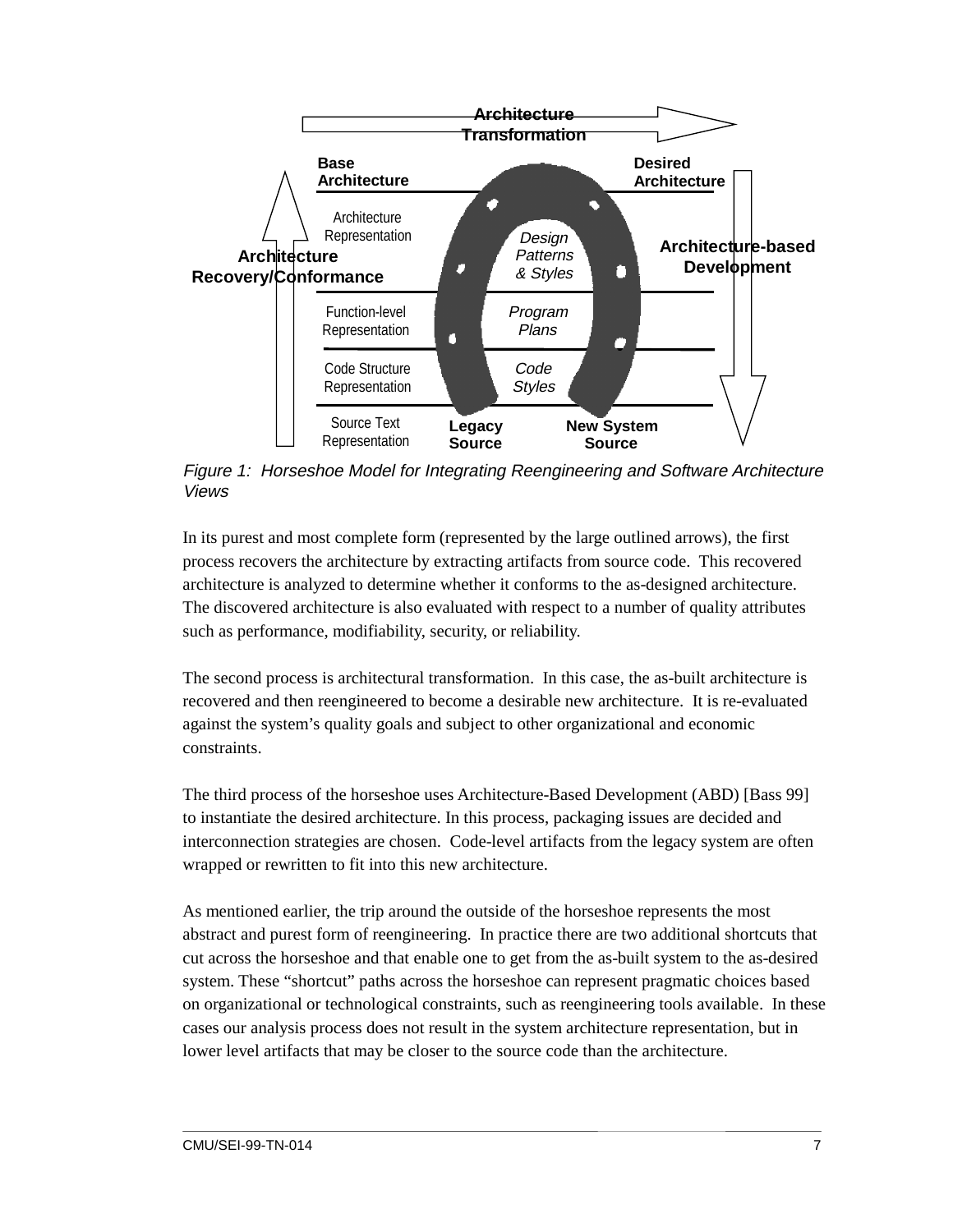Architecture Transformation

Base Architecture | Desired Architecture

Architecture Representation — *Design Patterns & Styles*

Function-level Representation — *Program Plans*

Code Structure Representation — *Code Styles*

Source Text Representation — Legacy Source | New System Source

Architecture Recovery/Conformance

Architecture-based Development

*Figure 1: Horseshoe Model for Integrating Reengineering and Software Architecture Views*

In its purest and most complete form (represented by the large outlined arrows), the first process recovers the architecture by extracting artifacts from source code. This recovered architecture is analyzed to determine whether it conforms to the as-designed architecture. The discovered architecture is also evaluated with respect to a number of quality attributes such as performance, modifiability, security, or reliability.

The second process is architectural transformation. In this case, the as-built architecture is recovered and then reengineered to become a desirable new architecture. It is re-evaluated against the system's quality goals and subject to other organizational and economic constraints.

The third process of the horseshoe uses Architecture-Based Development (ABD) [Bass 99] to instantiate the desired architecture. In this process, packaging issues are decided and interconnection strategies are chosen. Code-level artifacts from the legacy system are often wrapped or rewritten to fit into this new architecture.

As mentioned earlier, the trip around the outside of the horseshoe represents the most abstract and purest form of reengineering. In practice there are two additional shortcuts that cut across the horseshoe and that enable one to get from the as-built system to the as-desired system. These "shortcut" paths across the horseshoe can represent pragmatic choices based on organizational or technological constraints, such as reengineering tools available. In these cases our analysis process does not result in the system architecture representation, but in lower level artifacts that may be closer to the source code than the architecture.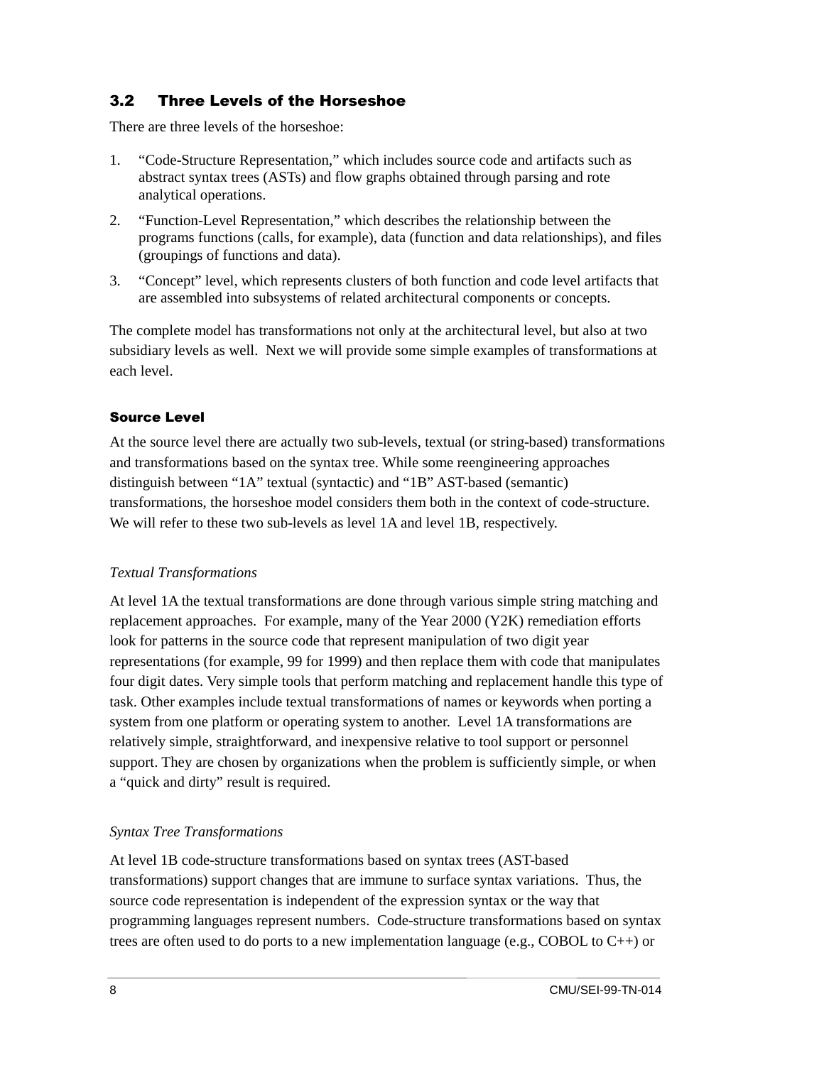## 3.2 Three Levels of the Horseshoe

There are three levels of the horseshoe:

1. "Code-Structure Representation," which includes source code and artifacts such as abstract syntax trees (ASTs) and flow graphs obtained through parsing and rote analytical operations.
2. "Function-Level Representation," which describes the relationship between the programs functions (calls, for example), data (function and data relationships), and files (groupings of functions and data).
3. "Concept" level, which represents clusters of both function and code level artifacts that are assembled into subsystems of related architectural components or concepts.

The complete model has transformations not only at the architectural level, but also at two subsidiary levels as well. Next we will provide some simple examples of transformations at each level.

#### Source Level

At the source level there are actually two sub-levels, textual (or string-based) transformations and transformations based on the syntax tree. While some reengineering approaches distinguish between "1A" textual (syntactic) and "1B" AST-based (semantic) transformations, the horseshoe model considers them both in the context of code-structure. We will refer to these two sub-levels as level 1A and level 1B, respectively.

*Textual Transformations*

At level 1A the textual transformations are done through various simple string matching and replacement approaches. For example, many of the Year 2000 (Y2K) remediation efforts look for patterns in the source code that represent manipulation of two digit year representations (for example, 99 for 1999) and then replace them with code that manipulates four digit dates. Very simple tools that perform matching and replacement handle this type of task. Other examples include textual transformations of names or keywords when porting a system from one platform or operating system to another. Level 1A transformations are relatively simple, straightforward, and inexpensive relative to tool support or personnel support. They are chosen by organizations when the problem is sufficiently simple, or when a "quick and dirty" result is required.

*Syntax Tree Transformations*

At level 1B code-structure transformations based on syntax trees (AST-based transformations) support changes that are immune to surface syntax variations. Thus, the source code representation is independent of the expression syntax or the way that programming languages represent numbers. Code-structure transformations based on syntax trees are often used to do ports to a new implementation language (e.g., COBOL to C++) or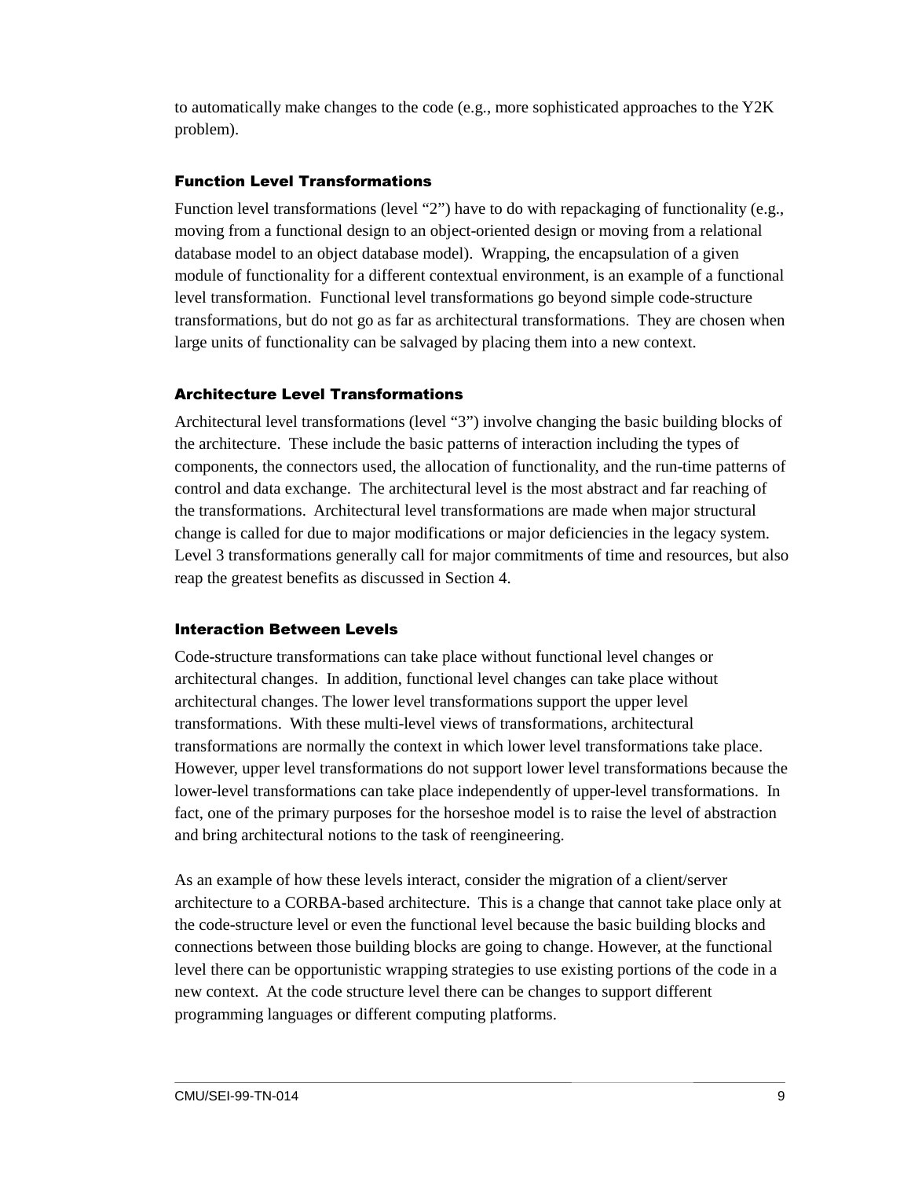to automatically make changes to the code (e.g., more sophisticated approaches to the Y2K problem).

### Function Level Transformations

Function level transformations (level "2") have to do with repackaging of functionality (e.g., moving from a functional design to an object-oriented design or moving from a relational database model to an object database model). Wrapping, the encapsulation of a given module of functionality for a different contextual environment, is an example of a functional level transformation. Functional level transformations go beyond simple code-structure transformations, but do not go as far as architectural transformations. They are chosen when large units of functionality can be salvaged by placing them into a new context.

### Architecture Level Transformations

Architectural level transformations (level "3") involve changing the basic building blocks of the architecture. These include the basic patterns of interaction including the types of components, the connectors used, the allocation of functionality, and the run-time patterns of control and data exchange. The architectural level is the most abstract and far reaching of the transformations. Architectural level transformations are made when major structural change is called for due to major modifications or major deficiencies in the legacy system. Level 3 transformations generally call for major commitments of time and resources, but also reap the greatest benefits as discussed in Section 4.

### Interaction Between Levels

Code-structure transformations can take place without functional level changes or architectural changes. In addition, functional level changes can take place without architectural changes. The lower level transformations support the upper level transformations. With these multi-level views of transformations, architectural transformations are normally the context in which lower level transformations take place. However, upper level transformations do not support lower level transformations because the lower-level transformations can take place independently of upper-level transformations. In fact, one of the primary purposes for the horseshoe model is to raise the level of abstraction and bring architectural notions to the task of reengineering.

As an example of how these levels interact, consider the migration of a client/server architecture to a CORBA-based architecture. This is a change that cannot take place only at the code-structure level or even the functional level because the basic building blocks and connections between those building blocks are going to change. However, at the functional level there can be opportunistic wrapping strategies to use existing portions of the code in a new context. At the code structure level there can be changes to support different programming languages or different computing platforms.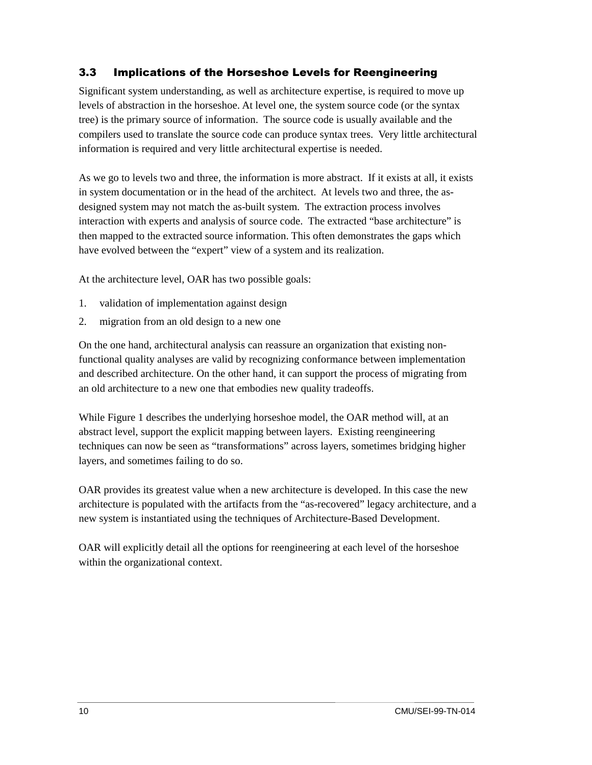### 3.3 Implications of the Horseshoe Levels for Reengineering

Significant system understanding, as well as architecture expertise, is required to move up levels of abstraction in the horseshoe. At level one, the system source code (or the syntax tree) is the primary source of information. The source code is usually available and the compilers used to translate the source code can produce syntax trees. Very little architectural information is required and very little architectural expertise is needed.

As we go to levels two and three, the information is more abstract. If it exists at all, it exists in system documentation or in the head of the architect. At levels two and three, the as-designed system may not match the as-built system. The extraction process involves interaction with experts and analysis of source code. The extracted "base architecture" is then mapped to the extracted source information. This often demonstrates the gaps which have evolved between the "expert" view of a system and its realization.

At the architecture level, OAR has two possible goals:

1. validation of implementation against design
2. migration from an old design to a new one

On the one hand, architectural analysis can reassure an organization that existing non-functional quality analyses are valid by recognizing conformance between implementation and described architecture. On the other hand, it can support the process of migrating from an old architecture to a new one that embodies new quality tradeoffs.

While Figure 1 describes the underlying horseshoe model, the OAR method will, at an abstract level, support the explicit mapping between layers. Existing reengineering techniques can now be seen as "transformations" across layers, sometimes bridging higher layers, and sometimes failing to do so.

OAR provides its greatest value when a new architecture is developed. In this case the new architecture is populated with the artifacts from the "as-recovered" legacy architecture, and a new system is instantiated using the techniques of Architecture-Based Development.

OAR will explicitly detail all the options for reengineering at each level of the horseshoe within the organizational context.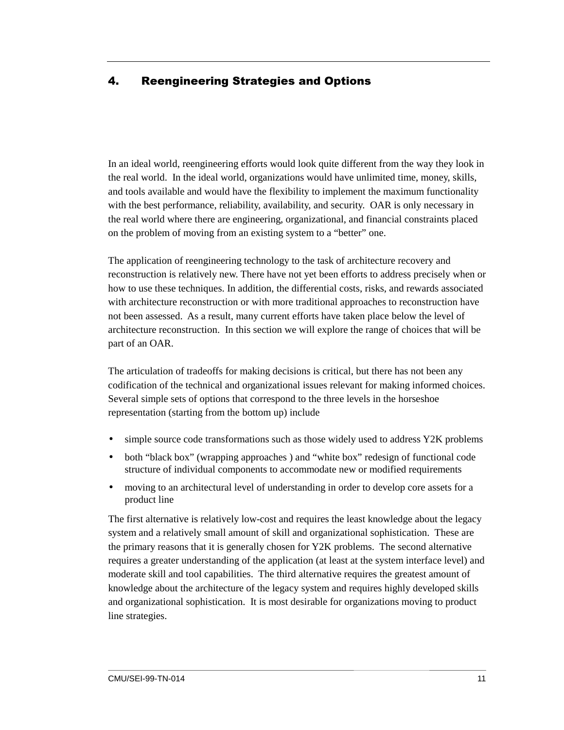# 4. Reengineering Strategies and Options

In an ideal world, reengineering efforts would look quite different from the way they look in the real world. In the ideal world, organizations would have unlimited time, money, skills, and tools available and would have the flexibility to implement the maximum functionality with the best performance, reliability, availability, and security. OAR is only necessary in the real world where there are engineering, organizational, and financial constraints placed on the problem of moving from an existing system to a "better" one.

The application of reengineering technology to the task of architecture recovery and reconstruction is relatively new. There have not yet been efforts to address precisely when or how to use these techniques. In addition, the differential costs, risks, and rewards associated with architecture reconstruction or with more traditional approaches to reconstruction have not been assessed. As a result, many current efforts have taken place below the level of architecture reconstruction. In this section we will explore the range of choices that will be part of an OAR.

The articulation of tradeoffs for making decisions is critical, but there has not been any codification of the technical and organizational issues relevant for making informed choices. Several simple sets of options that correspond to the three levels in the horseshoe representation (starting from the bottom up) include

- simple source code transformations such as those widely used to address Y2K problems
- both "black box" (wrapping approaches ) and "white box" redesign of functional code structure of individual components to accommodate new or modified requirements
- moving to an architectural level of understanding in order to develop core assets for a product line

The first alternative is relatively low-cost and requires the least knowledge about the legacy system and a relatively small amount of skill and organizational sophistication. These are the primary reasons that it is generally chosen for Y2K problems. The second alternative requires a greater understanding of the application (at least at the system interface level) and moderate skill and tool capabilities. The third alternative requires the greatest amount of knowledge about the architecture of the legacy system and requires highly developed skills and organizational sophistication. It is most desirable for organizations moving to product line strategies.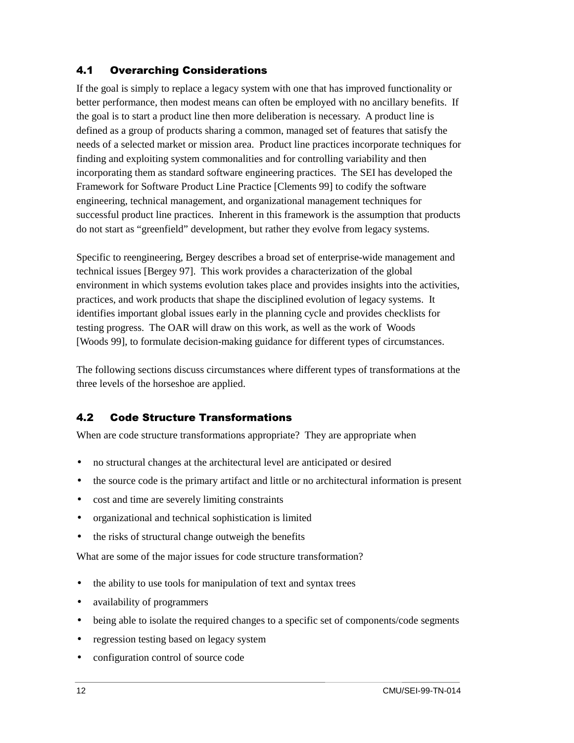## 4.1 Overarching Considerations

If the goal is simply to replace a legacy system with one that has improved functionality or better performance, then modest means can often be employed with no ancillary benefits. If the goal is to start a product line then more deliberation is necessary. A product line is defined as a group of products sharing a common, managed set of features that satisfy the needs of a selected market or mission area. Product line practices incorporate techniques for finding and exploiting system commonalities and for controlling variability and then incorporating them as standard software engineering practices. The SEI has developed the Framework for Software Product Line Practice [Clements 99] to codify the software engineering, technical management, and organizational management techniques for successful product line practices. Inherent in this framework is the assumption that products do not start as "greenfield" development, but rather they evolve from legacy systems.

Specific to reengineering, Bergey describes a broad set of enterprise-wide management and technical issues [Bergey 97]. This work provides a characterization of the global environment in which systems evolution takes place and provides insights into the activities, practices, and work products that shape the disciplined evolution of legacy systems. It identifies important global issues early in the planning cycle and provides checklists for testing progress. The OAR will draw on this work, as well as the work of Woods [Woods 99], to formulate decision-making guidance for different types of circumstances.

The following sections discuss circumstances where different types of transformations at the three levels of the horseshoe are applied.

## 4.2 Code Structure Transformations

When are code structure transformations appropriate? They are appropriate when

- no structural changes at the architectural level are anticipated or desired
- the source code is the primary artifact and little or no architectural information is present
- cost and time are severely limiting constraints
- organizational and technical sophistication is limited
- the risks of structural change outweigh the benefits

What are some of the major issues for code structure transformation?

- the ability to use tools for manipulation of text and syntax trees
- availability of programmers
- being able to isolate the required changes to a specific set of components/code segments
- regression testing based on legacy system
- configuration control of source code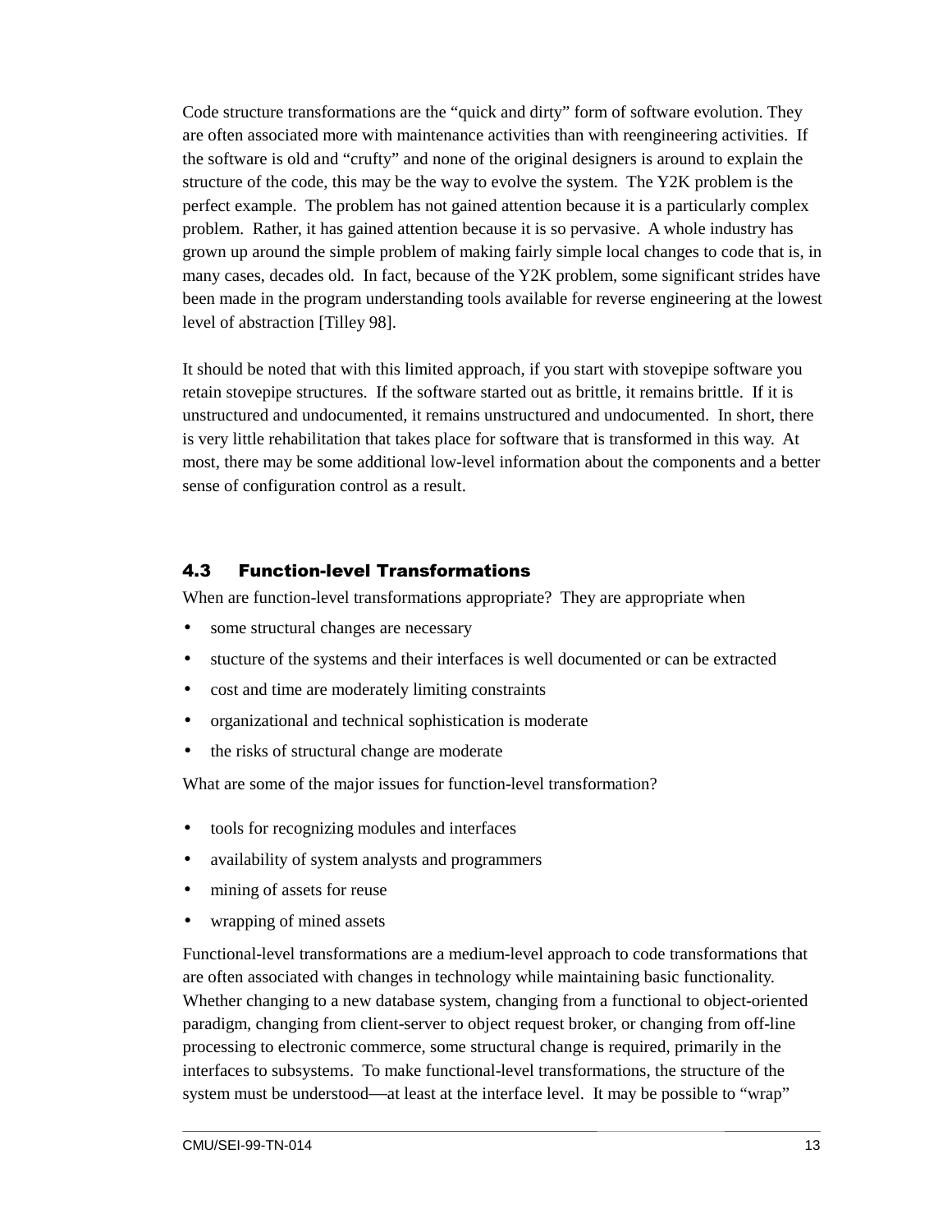Code structure transformations are the “quick and dirty” form of software evolution. They are often associated more with maintenance activities than with reengineering activities. If the software is old and “crufty” and none of the original designers is around to explain the structure of the code, this may be the way to evolve the system. The Y2K problem is the perfect example. The problem has not gained attention because it is a particularly complex problem. Rather, it has gained attention because it is so pervasive. A whole industry has grown up around the simple problem of making fairly simple local changes to code that is, in many cases, decades old. In fact, because of the Y2K problem, some significant strides have been made in the program understanding tools available for reverse engineering at the lowest level of abstraction [Tilley 98].

It should be noted that with this limited approach, if you start with stovepipe software you retain stovepipe structures. If the software started out as brittle, it remains brittle. If it is unstructured and undocumented, it remains unstructured and undocumented. In short, there is very little rehabilitation that takes place for software that is transformed in this way. At most, there may be some additional low-level information about the components and a better sense of configuration control as a result.

## 4.3 Function-level Transformations

When are function-level transformations appropriate? They are appropriate when

- some structural changes are necessary
- stucture of the systems and their interfaces is well documented or can be extracted
- cost and time are moderately limiting constraints
- organizational and technical sophistication is moderate
- the risks of structural change are moderate

What are some of the major issues for function-level transformation?

- tools for recognizing modules and interfaces
- availability of system analysts and programmers
- mining of assets for reuse
- wrapping of mined assets

Functional-level transformations are a medium-level approach to code transformations that are often associated with changes in technology while maintaining basic functionality. Whether changing to a new database system, changing from a functional to object-oriented paradigm, changing from client-server to object request broker, or changing from off-line processing to electronic commerce, some structural change is required, primarily in the interfaces to subsystems. To make functional-level transformations, the structure of the system must be understood—at least at the interface level. It may be possible to “wrap”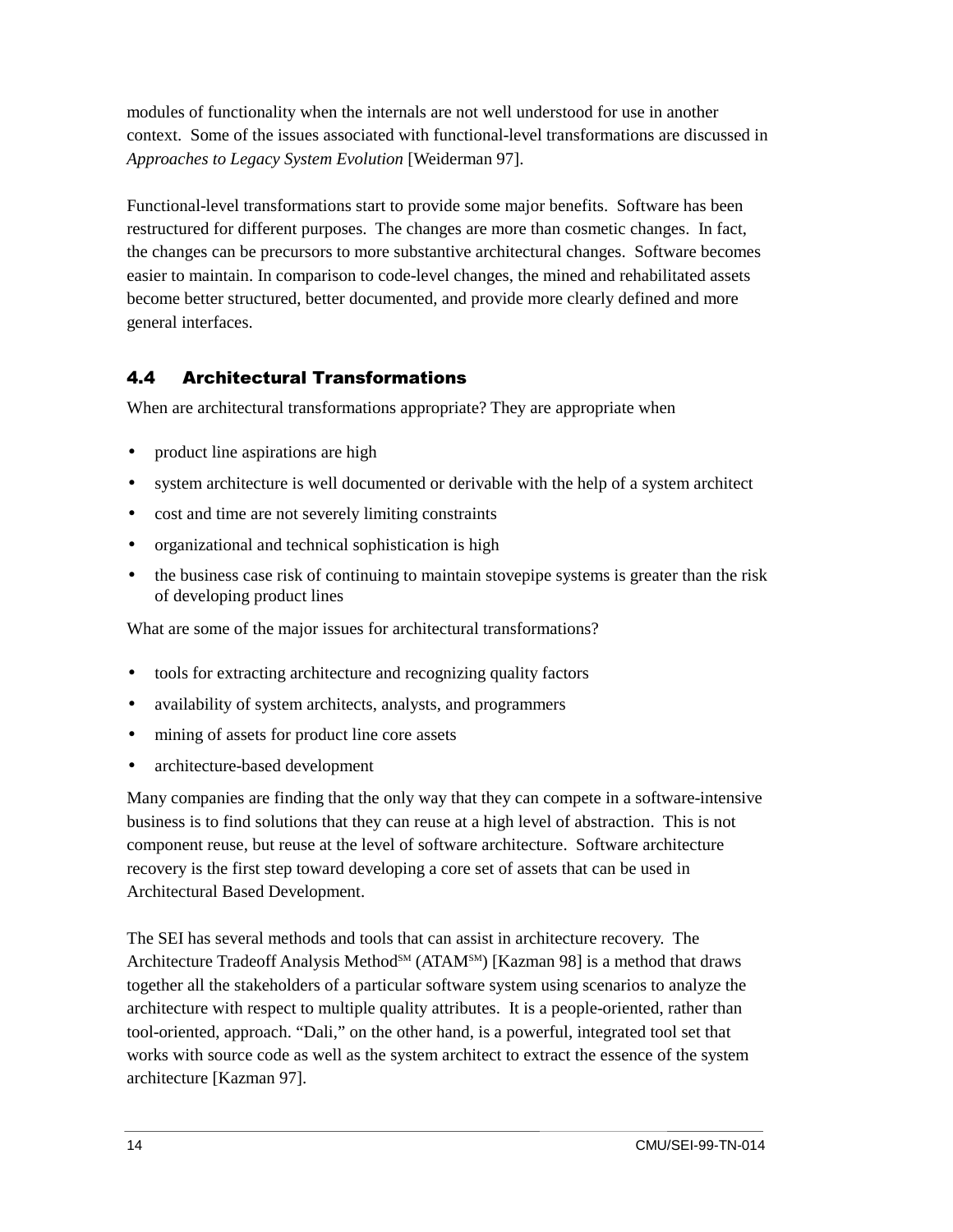modules of functionality when the internals are not well understood for use in another context. Some of the issues associated with functional-level transformations are discussed in *Approaches to Legacy System Evolution* [Weiderman 97].

Functional-level transformations start to provide some major benefits. Software has been restructured for different purposes. The changes are more than cosmetic changes. In fact, the changes can be precursors to more substantive architectural changes. Software becomes easier to maintain. In comparison to code-level changes, the mined and rehabilitated assets become better structured, better documented, and provide more clearly defined and more general interfaces.

## 4.4 Architectural Transformations

When are architectural transformations appropriate? They are appropriate when

- product line aspirations are high
- system architecture is well documented or derivable with the help of a system architect
- cost and time are not severely limiting constraints
- organizational and technical sophistication is high
- the business case risk of continuing to maintain stovepipe systems is greater than the risk of developing product lines

What are some of the major issues for architectural transformations?

- tools for extracting architecture and recognizing quality factors
- availability of system architects, analysts, and programmers
- mining of assets for product line core assets
- architecture-based development

Many companies are finding that the only way that they can compete in a software-intensive business is to find solutions that they can reuse at a high level of abstraction. This is not component reuse, but reuse at the level of software architecture. Software architecture recovery is the first step toward developing a core set of assets that can be used in Architectural Based Development.

The SEI has several methods and tools that can assist in architecture recovery. The Architecture Tradeoff Analysis Method[SM] (ATAM[SM]) [Kazman 98] is a method that draws together all the stakeholders of a particular software system using scenarios to analyze the architecture with respect to multiple quality attributes. It is a people-oriented, rather than tool-oriented, approach. "Dali," on the other hand, is a powerful, integrated tool set that works with source code as well as the system architect to extract the essence of the system architecture [Kazman 97].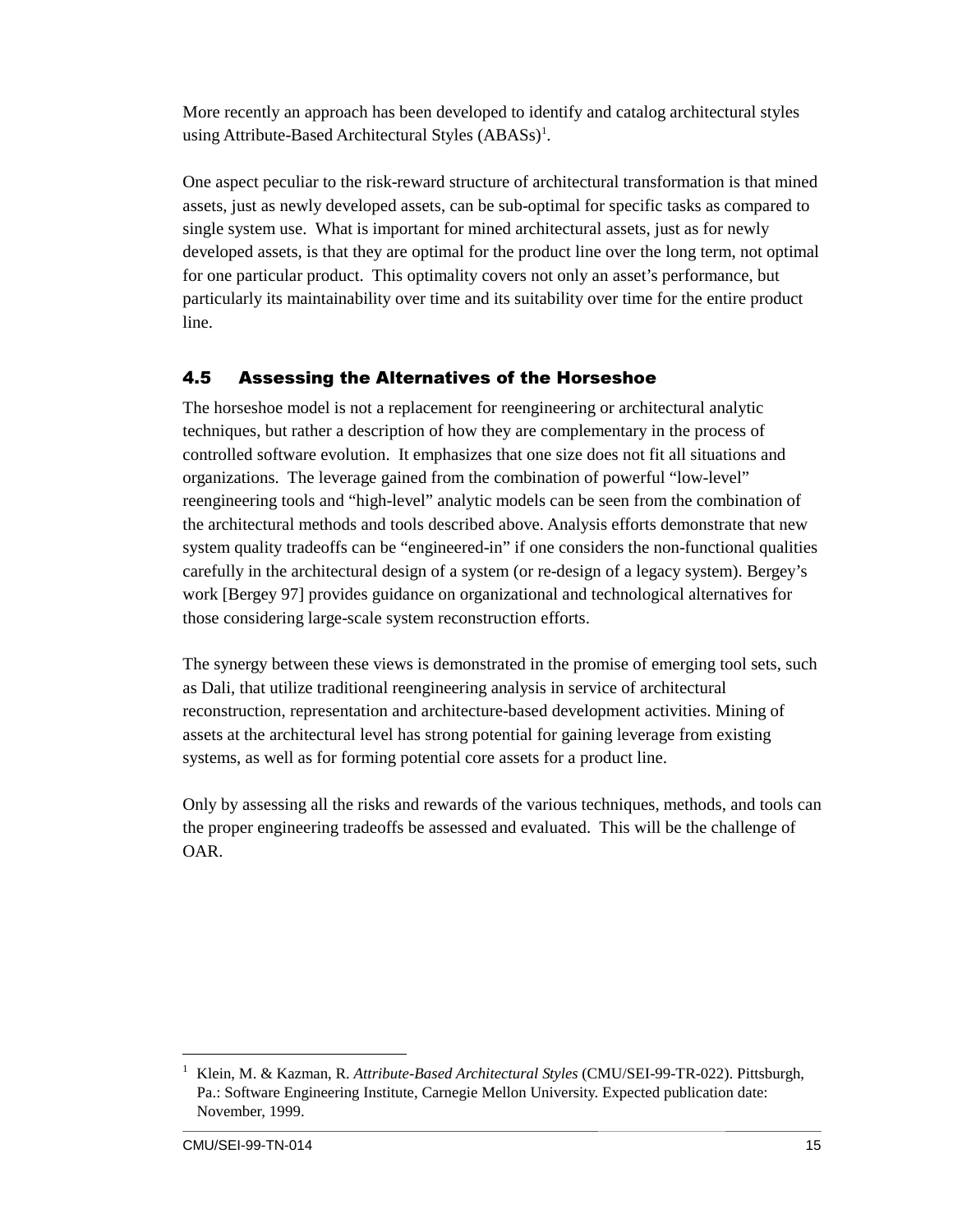More recently an approach has been developed to identify and catalog architectural styles using Attribute-Based Architectural Styles (ABASs)[1].

One aspect peculiar to the risk-reward structure of architectural transformation is that mined assets, just as newly developed assets, can be sub-optimal for specific tasks as compared to single system use. What is important for mined architectural assets, just as for newly developed assets, is that they are optimal for the product line over the long term, not optimal for one particular product. This optimality covers not only an asset's performance, but particularly its maintainability over time and its suitability over time for the entire product line.

## 4.5 Assessing the Alternatives of the Horseshoe

The horseshoe model is not a replacement for reengineering or architectural analytic techniques, but rather a description of how they are complementary in the process of controlled software evolution. It emphasizes that one size does not fit all situations and organizations. The leverage gained from the combination of powerful "low-level" reengineering tools and "high-level" analytic models can be seen from the combination of the architectural methods and tools described above. Analysis efforts demonstrate that new system quality tradeoffs can be "engineered-in" if one considers the non-functional qualities carefully in the architectural design of a system (or re-design of a legacy system). Bergey's work [Bergey 97] provides guidance on organizational and technological alternatives for those considering large-scale system reconstruction efforts.

The synergy between these views is demonstrated in the promise of emerging tool sets, such as Dali, that utilize traditional reengineering analysis in service of architectural reconstruction, representation and architecture-based development activities. Mining of assets at the architectural level has strong potential for gaining leverage from existing systems, as well as for forming potential core assets for a product line.

Only by assessing all the risks and rewards of the various techniques, methods, and tools can the proper engineering tradeoffs be assessed and evaluated. This will be the challenge of OAR.

---

[1] Klein, M. & Kazman, R. *Attribute-Based Architectural Styles* (CMU/SEI-99-TR-022). Pittsburgh, Pa.: Software Engineering Institute, Carnegie Mellon University. Expected publication date: November, 1999.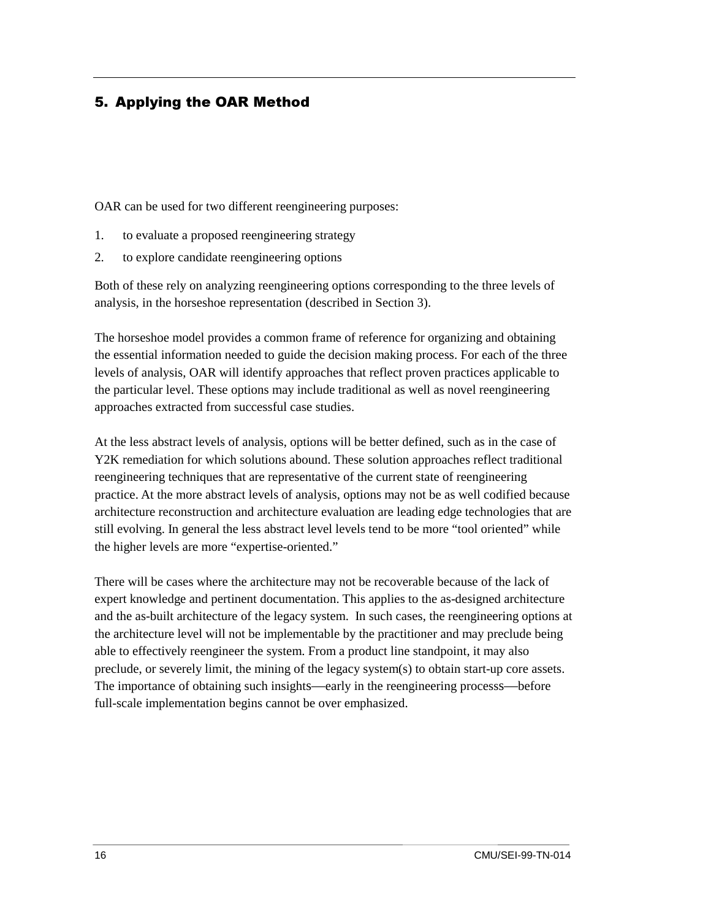# 5. Applying the OAR Method

OAR can be used for two different reengineering purposes:

1. to evaluate a proposed reengineering strategy
2. to explore candidate reengineering options

Both of these rely on analyzing reengineering options corresponding to the three levels of analysis, in the horseshoe representation (described in Section 3).

The horseshoe model provides a common frame of reference for organizing and obtaining the essential information needed to guide the decision making process. For each of the three levels of analysis, OAR will identify approaches that reflect proven practices applicable to the particular level. These options may include traditional as well as novel reengineering approaches extracted from successful case studies.

At the less abstract levels of analysis, options will be better defined, such as in the case of Y2K remediation for which solutions abound. These solution approaches reflect traditional reengineering techniques that are representative of the current state of reengineering practice. At the more abstract levels of analysis, options may not be as well codified because architecture reconstruction and architecture evaluation are leading edge technologies that are still evolving. In general the less abstract level levels tend to be more “tool oriented” while the higher levels are more “expertise-oriented.”

There will be cases where the architecture may not be recoverable because of the lack of expert knowledge and pertinent documentation. This applies to the as-designed architecture and the as-built architecture of the legacy system. In such cases, the reengineering options at the architecture level will not be implementable by the practitioner and may preclude being able to effectively reengineer the system. From a product line standpoint, it may also preclude, or severely limit, the mining of the legacy system(s) to obtain start-up core assets. The importance of obtaining such insights—early in the reengineering processs—before full-scale implementation begins cannot be over emphasized.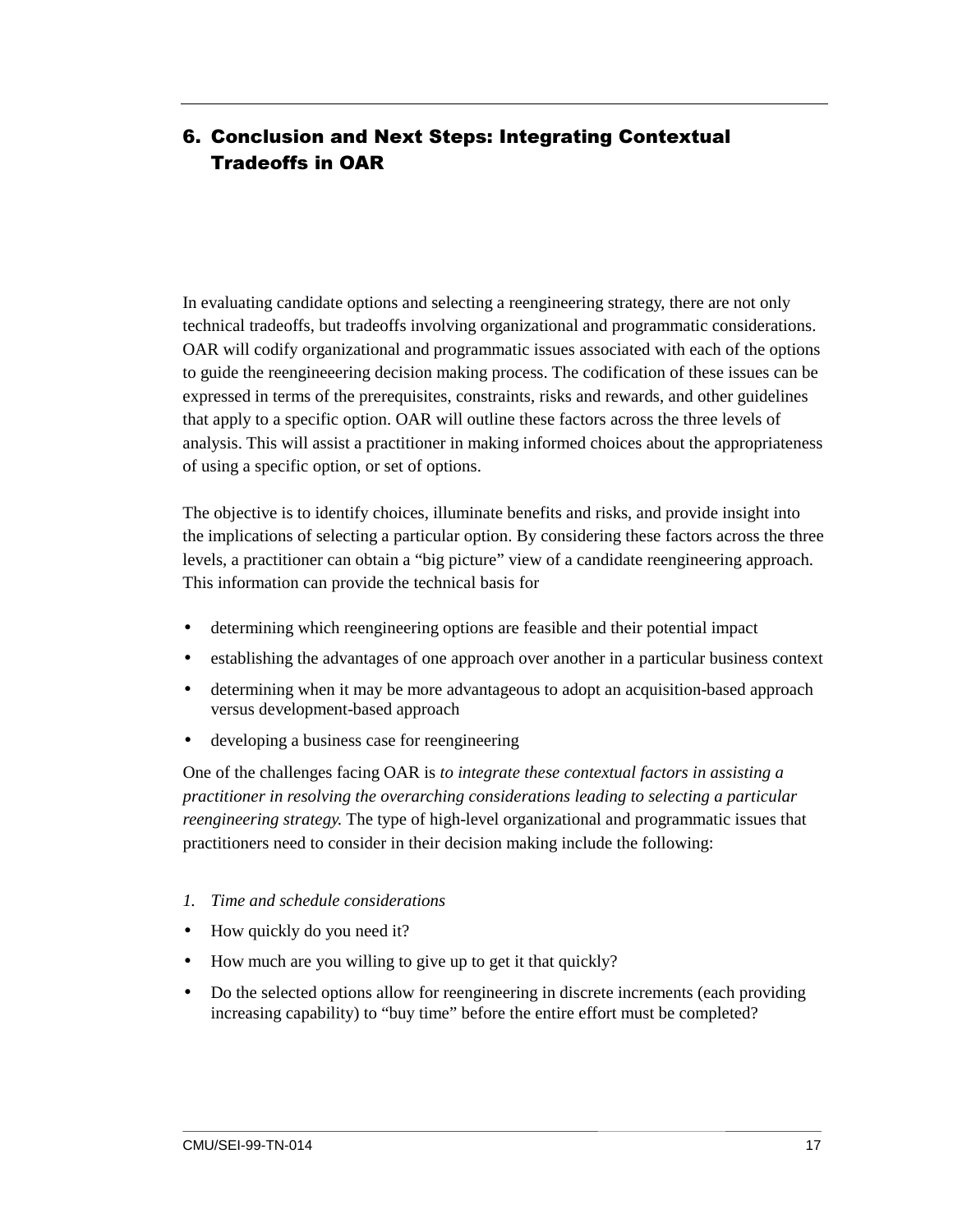# 6. Conclusion and Next Steps: Integrating Contextual Tradeoffs in OAR

In evaluating candidate options and selecting a reengineering strategy, there are not only technical tradeoffs, but tradeoffs involving organizational and programmatic considerations. OAR will codify organizational and programmatic issues associated with each of the options to guide the reengineeering decision making process. The codification of these issues can be expressed in terms of the prerequisites, constraints, risks and rewards, and other guidelines that apply to a specific option. OAR will outline these factors across the three levels of analysis. This will assist a practitioner in making informed choices about the appropriateness of using a specific option, or set of options.

The objective is to identify choices, illuminate benefits and risks, and provide insight into the implications of selecting a particular option. By considering these factors across the three levels, a practitioner can obtain a “big picture” view of a candidate reengineering approach. This information can provide the technical basis for

- determining which reengineering options are feasible and their potential impact
- establishing the advantages of one approach over another in a particular business context
- determining when it may be more advantageous to adopt an acquisition-based approach versus development-based approach
- developing a business case for reengineering

One of the challenges facing OAR is *to integrate these contextual factors in assisting a practitioner in resolving the overarching considerations leading to selecting a particular reengineering strategy.* The type of high-level organizational and programmatic issues that practitioners need to consider in their decision making include the following:

1. *Time and schedule considerations*

- How quickly do you need it?
- How much are you willing to give up to get it that quickly?
- Do the selected options allow for reengineering in discrete increments (each providing increasing capability) to “buy time” before the entire effort must be completed?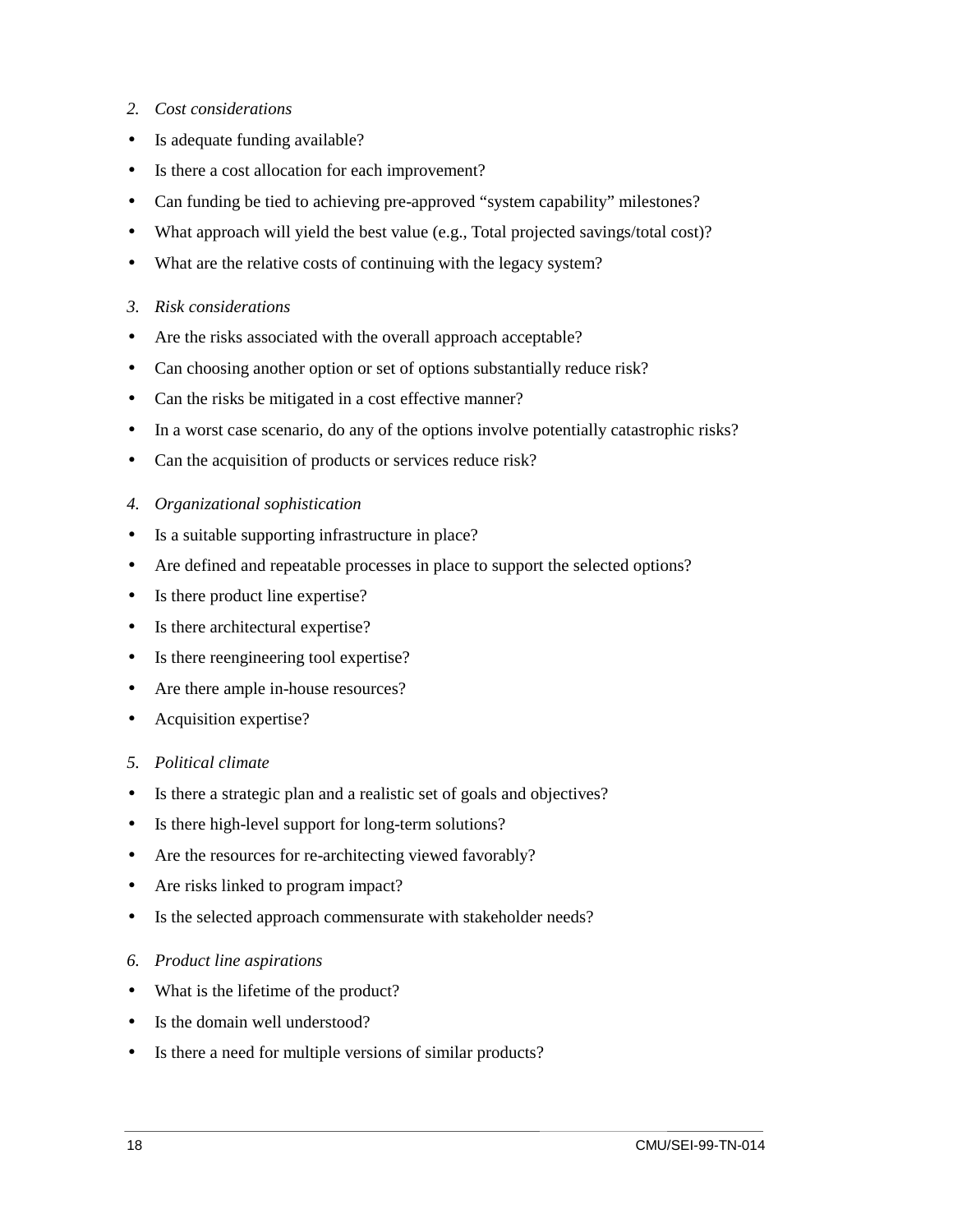2. *Cost considerations*

- Is adequate funding available?
- Is there a cost allocation for each improvement?
- Can funding be tied to achieving pre-approved “system capability” milestones?
- What approach will yield the best value (e.g., Total projected savings/total cost)?
- What are the relative costs of continuing with the legacy system?

3. *Risk considerations*

- Are the risks associated with the overall approach acceptable?
- Can choosing another option or set of options substantially reduce risk?
- Can the risks be mitigated in a cost effective manner?
- In a worst case scenario, do any of the options involve potentially catastrophic risks?
- Can the acquisition of products or services reduce risk?

4. *Organizational sophistication*

- Is a suitable supporting infrastructure in place?
- Are defined and repeatable processes in place to support the selected options?
- Is there product line expertise?
- Is there architectural expertise?
- Is there reengineering tool expertise?
- Are there ample in-house resources?
- Acquisition expertise?

5. *Political climate*

- Is there a strategic plan and a realistic set of goals and objectives?
- Is there high-level support for long-term solutions?
- Are the resources for re-architecting viewed favorably?
- Are risks linked to program impact?
- Is the selected approach commensurate with stakeholder needs?

6. *Product line aspirations*

- What is the lifetime of the product?
- Is the domain well understood?
- Is there a need for multiple versions of similar products?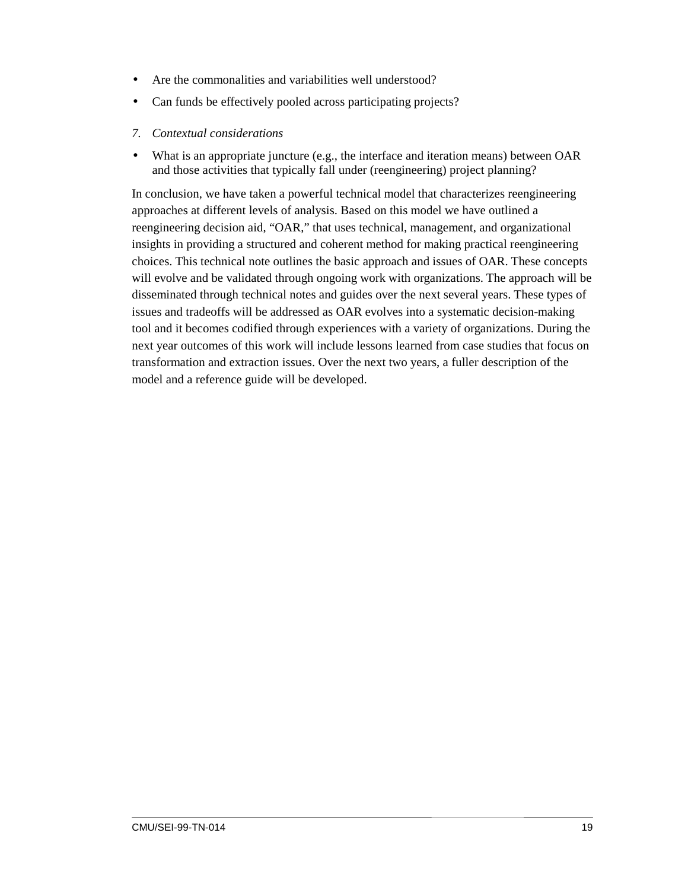- Are the commonalities and variabilities well understood?
- Can funds be effectively pooled across participating projects?

7. *Contextual considerations*

- What is an appropriate juncture (e.g., the interface and iteration means) between OAR and those activities that typically fall under (reengineering) project planning?

In conclusion, we have taken a powerful technical model that characterizes reengineering approaches at different levels of analysis. Based on this model we have outlined a reengineering decision aid, "OAR," that uses technical, management, and organizational insights in providing a structured and coherent method for making practical reengineering choices. This technical note outlines the basic approach and issues of OAR. These concepts will evolve and be validated through ongoing work with organizations. The approach will be disseminated through technical notes and guides over the next several years. These types of issues and tradeoffs will be addressed as OAR evolves into a systematic decision-making tool and it becomes codified through experiences with a variety of organizations. During the next year outcomes of this work will include lessons learned from case studies that focus on transformation and extraction issues. Over the next two years, a fuller description of the model and a reference guide will be developed.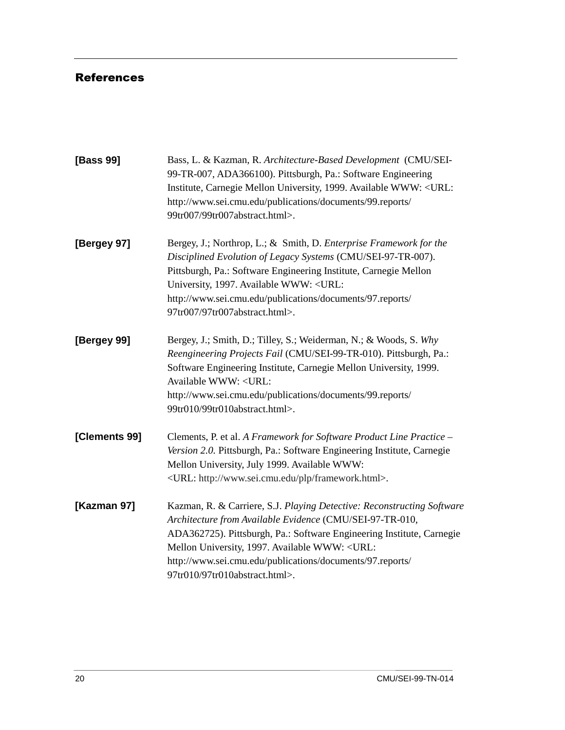# References

**[Bass 99]** Bass, L. & Kazman, R. *Architecture-Based Development* (CMU/SEI-99-TR-007, ADA366100). Pittsburgh, Pa.: Software Engineering Institute, Carnegie Mellon University, 1999. Available WWW: <URL: http://www.sei.cmu.edu/publications/documents/99.reports/99tr007/99tr007abstract.html>.

**[Bergey 97]** Bergey, J.; Northrop, L.; & Smith, D. *Enterprise Framework for the Disciplined Evolution of Legacy Systems* (CMU/SEI-97-TR-007). Pittsburgh, Pa.: Software Engineering Institute, Carnegie Mellon University, 1997. Available WWW: <URL: http://www.sei.cmu.edu/publications/documents/97.reports/97tr007/97tr007abstract.html>.

**[Bergey 99]** Bergey, J.; Smith, D.; Tilley, S.; Weiderman, N.; & Woods, S. *Why Reengineering Projects Fail* (CMU/SEI-99-TR-010). Pittsburgh, Pa.: Software Engineering Institute, Carnegie Mellon University, 1999. Available WWW: <URL: http://www.sei.cmu.edu/publications/documents/99.reports/99tr010/99tr010abstract.html>.

**[Clements 99]** Clements, P. et al. *A Framework for Software Product Line Practice – Version 2.0.* Pittsburgh, Pa.: Software Engineering Institute, Carnegie Mellon University, July 1999. Available WWW: <URL: http://www.sei.cmu.edu/plp/framework.html>.

**[Kazman 97]** Kazman, R. & Carriere, S.J. *Playing Detective: Reconstructing Software Architecture from Available Evidence* (CMU/SEI-97-TR-010, ADA362725). Pittsburgh, Pa.: Software Engineering Institute, Carnegie Mellon University, 1997. Available WWW: <URL: http://www.sei.cmu.edu/publications/documents/97.reports/97tr010/97tr010abstract.html>.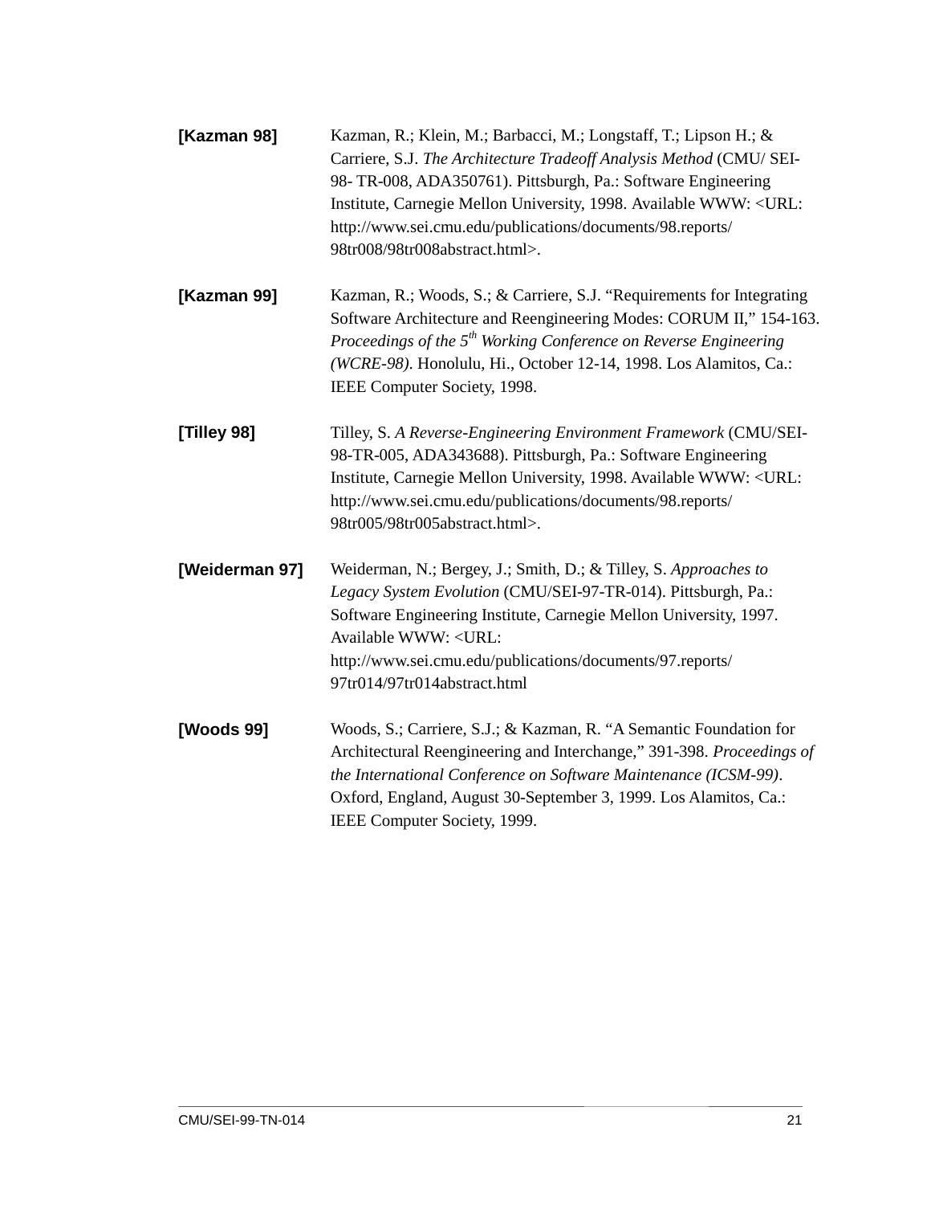**[Kazman 98]** Kazman, R.; Klein, M.; Barbacci, M.; Longstaff, T.; Lipson H.; & Carriere, S.J. *The Architecture Tradeoff Analysis Method* (CMU/ SEI-98- TR-008, ADA350761). Pittsburgh, Pa.: Software Engineering Institute, Carnegie Mellon University, 1998. Available WWW: <URL: http://www.sei.cmu.edu/publications/documents/98.reports/98tr008/98tr008abstract.html>.

**[Kazman 99]** Kazman, R.; Woods, S.; & Carriere, S.J. "Requirements for Integrating Software Architecture and Reengineering Modes: CORUM II," 154-163. *Proceedings of the 5th Working Conference on Reverse Engineering (WCRE-98)*. Honolulu, Hi., October 12-14, 1998. Los Alamitos, Ca.: IEEE Computer Society, 1998.

**[Tilley 98]** Tilley, S. *A Reverse-Engineering Environment Framework* (CMU/SEI-98-TR-005, ADA343688). Pittsburgh, Pa.: Software Engineering Institute, Carnegie Mellon University, 1998. Available WWW: <URL: http://www.sei.cmu.edu/publications/documents/98.reports/98tr005/98tr005abstract.html>.

**[Weiderman 97]** Weiderman, N.; Bergey, J.; Smith, D.; & Tilley, S. *Approaches to Legacy System Evolution* (CMU/SEI-97-TR-014). Pittsburgh, Pa.: Software Engineering Institute, Carnegie Mellon University, 1997. Available WWW: <URL: http://www.sei.cmu.edu/publications/documents/97.reports/97tr014/97tr014abstract.html

**[Woods 99]** Woods, S.; Carriere, S.J.; & Kazman, R. "A Semantic Foundation for Architectural Reengineering and Interchange," 391-398. *Proceedings of the International Conference on Software Maintenance (ICSM-99)*. Oxford, England, August 30-September 3, 1999. Los Alamitos, Ca.: IEEE Computer Society, 1999.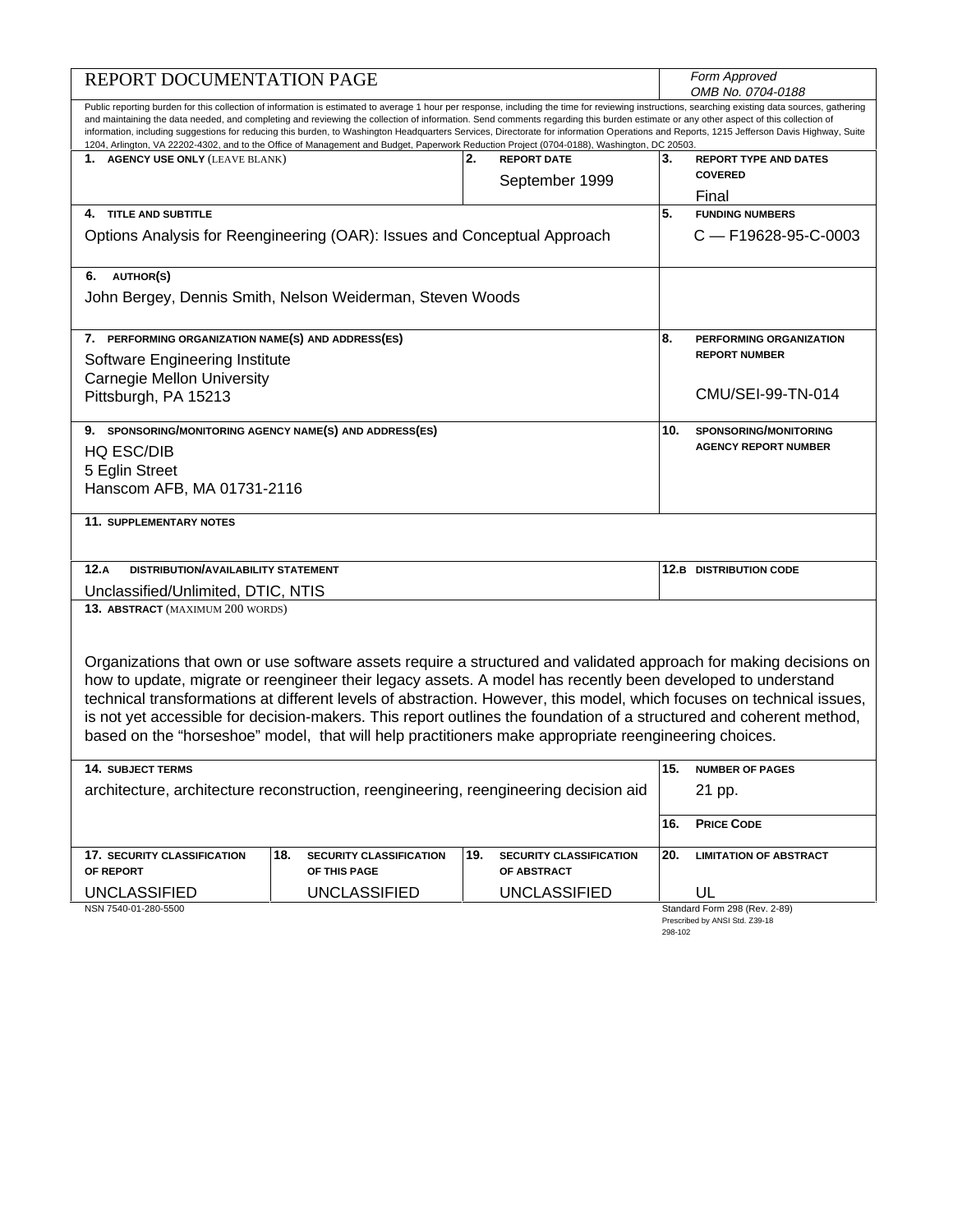# REPORT DOCUMENTATION PAGE

*Form Approved*
*OMB No. 0704-0188*

Public reporting burden for this collection of information is estimated to average 1 hour per response, including the time for reviewing instructions, searching existing data sources, gathering and maintaining the data needed, and completing and reviewing the collection of information. Send comments regarding this burden estimate or any other aspect of this collection of information, including suggestions for reducing this burden, to Washington Headquarters Services, Directorate for information Operations and Reports, 1215 Jefferson Davis Highway, Suite 1204, Arlington, VA 22202-4302, and to the Office of Management and Budget, Paperwork Reduction Project (0704-0188), Washington, DC 20503.

| | | |
|---|---|---|
| **1. AGENCY USE ONLY** (LEAVE BLANK) | **2. REPORT DATE**<br>September 1999 | **3. REPORT TYPE AND DATES COVERED**<br>Final |
| **4. TITLE AND SUBTITLE**<br>Options Analysis for Reengineering (OAR): Issues and Conceptual Approach | | **5. FUNDING NUMBERS**<br>C — F19628-95-C-0003 |
| **6. AUTHOR(S)**<br>John Bergey, Dennis Smith, Nelson Weiderman, Steven Woods | | |
| **7. PERFORMING ORGANIZATION NAME(S) AND ADDRESS(ES)**<br>Software Engineering Institute<br>Carnegie Mellon University<br>Pittsburgh, PA 15213 | | **8. PERFORMING ORGANIZATION REPORT NUMBER**<br>CMU/SEI-99-TN-014 |
| **9. SPONSORING/MONITORING AGENCY NAME(S) AND ADDRESS(ES)**<br>HQ ESC/DIB<br>5 Eglin Street<br>Hanscom AFB, MA 01731-2116 | | **10. SPONSORING/MONITORING AGENCY REPORT NUMBER** |
| **11. SUPPLEMENTARY NOTES** | | |
| **12.A DISTRIBUTION/AVAILABILITY STATEMENT**<br>Unclassified/Unlimited, DTIC, NTIS | | **12.B DISTRIBUTION CODE** |

**13. ABSTRACT** (MAXIMUM 200 WORDS)

Organizations that own or use software assets require a structured and validated approach for making decisions on how to update, migrate or reengineer their legacy assets. A model has recently been developed to understand technical transformations at different levels of abstraction. However, this model, which focuses on technical issues, is not yet accessible for decision-makers. This report outlines the foundation of a structured and coherent method, based on the "horseshoe" model, that will help practitioners make appropriate reengineering choices.

| | |
|---|---|
| **14. SUBJECT TERMS**<br>architecture, architecture reconstruction, reengineering, reengineering decision aid | **15. NUMBER OF PAGES**<br>21 pp. |
| | **16. PRICE CODE** |

| | | | |
|---|---|---|---|
| **17. SECURITY CLASSIFICATION OF REPORT** | **18. SECURITY CLASSIFICATION OF THIS PAGE** | **19. SECURITY CLASSIFICATION OF ABSTRACT** | **20. LIMITATION OF ABSTRACT** |
| UNCLASSIFIED | UNCLASSIFIED | UNCLASSIFIED | UL |

NSN 7540-01-280-5500

Standard Form 298 (Rev. 2-89)
Prescribed by ANSI Std. Z39-18
298-102